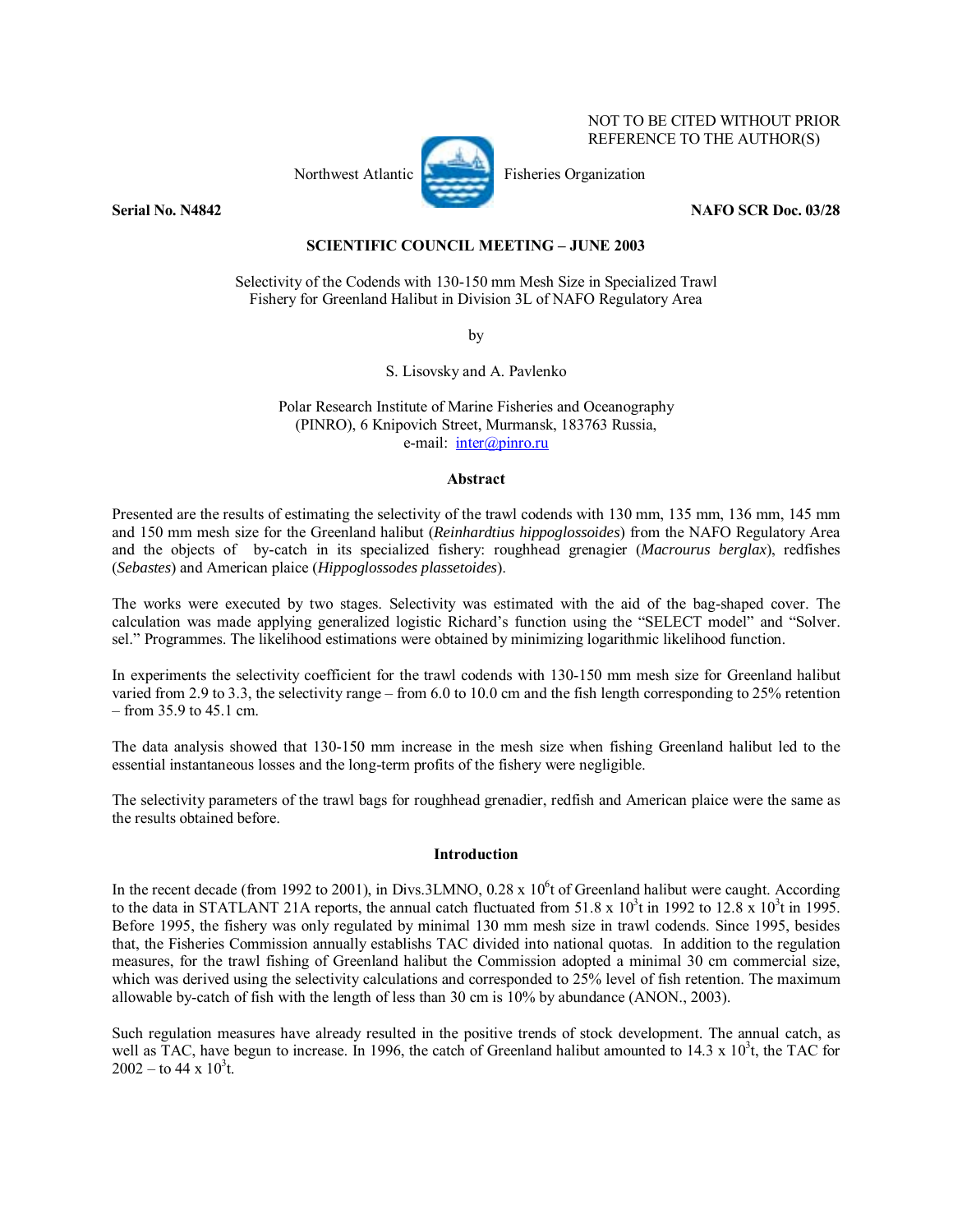NOT TO BE CITED WITHOUT PRIOR REFERENCE TO THE AUTHOR(S)

Northwest Atlantic Fisheries Organization

**Serial No. N4842** **NAFO SCR Doc. 03/28**

**SCIENTIFIC COUNCIL MEETING – JUNE 2003**

Selectivity of the Codends with 130-150 mm Mesh Size in Specialized Trawl Fishery for Greenland Halibut in Division 3L of NAFO Regulatory Area

by

S. Lisovsky and A. Pavlenko

Polar Research Institute of Marine Fisheries and Oceanography (PINRO), 6 Knipovich Street, Murmansk, 183763 Russia, e-mail: inter@pinro.ru

## Abstract

Presented are the results of estimating the selectivity of the trawl codends with 130 mm, 135 mm, 136 mm, 145 mm and 150 mm mesh size for the Greenland halibut (*Reinhardtius hippoglossoides*) from the NAFO Regulatory Area and the objects of by-catch in its specialized fishery: roughhead grenagier (*Macrourus berglax*), redfishes (*Sebastes*) and American plaice (*Hippoglossodes plassetoides*).

The works were executed by two stages. Selectivity was estimated with the aid of the bag-shaped cover. The calculation was made applying generalized logistic Richard's function using the "SELECT model" and "Solver. sel." Programmes. The likelihood estimations were obtained by minimizing logarithmic likelihood function.

In experiments the selectivity coefficient for the trawl codends with 130-150 mm mesh size for Greenland halibut varied from 2.9 to 3.3, the selectivity range – from 6.0 to 10.0 cm and the fish length corresponding to 25% retention – from 35.9 to 45.1 cm.

The data analysis showed that 130-150 mm increase in the mesh size when fishing Greenland halibut led to the essential instantaneous losses and the long-term profits of the fishery were negligible.

The selectivity parameters of the trawl bags for roughhead grenadier, redfish and American plaice were the same as the results obtained before.

## Introduction

In the recent decade (from 1992 to 2001), in Divs.3LMNO, $0.28 \times 10^6$t of Greenland halibut were caught. According to the data in STATLANT 21A reports, the annual catch fluctuated from $51.8 \times 10^3$t in 1992 to $12.8 \times 10^3$t in 1995. Before 1995, the fishery was only regulated by minimal 130 mm mesh size in trawl codends. Since 1995, besides that, the Fisheries Commission annually establishs TAC divided into national quotas. In addition to the regulation measures, for the trawl fishing of Greenland halibut the Commission adopted a minimal 30 cm commercial size, which was derived using the selectivity calculations and corresponded to 25% level of fish retention. The maximum allowable by-catch of fish with the length of less than 30 cm is 10% by abundance (ANON., 2003).

Such regulation measures have already resulted in the positive trends of stock development. The annual catch, as well as TAC, have begun to increase. In 1996, the catch of Greenland halibut amounted to $14.3 \times 10^3$t, the TAC for 2002 – to $44 \times 10^3$t.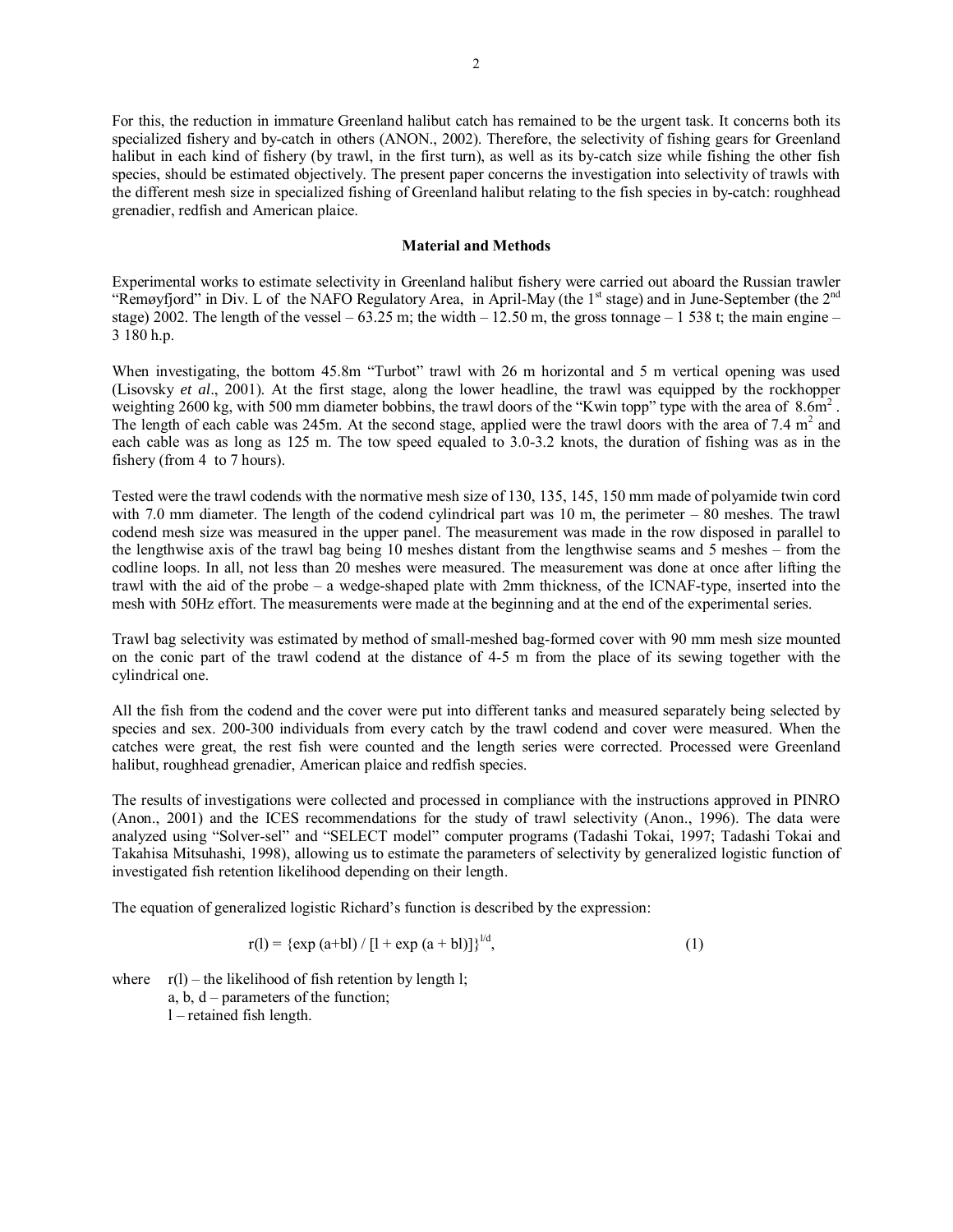For this, the reduction in immature Greenland halibut catch has remained to be the urgent task. It concerns both its specialized fishery and by-catch in others (ANON., 2002). Therefore, the selectivity of fishing gears for Greenland halibut in each kind of fishery (by trawl, in the first turn), as well as its by-catch size while fishing the other fish species, should be estimated objectively. The present paper concerns the investigation into selectivity of trawls with the different mesh size in specialized fishing of Greenland halibut relating to the fish species in by-catch: roughhead grenadier, redfish and American plaice.

## Material and Methods

Experimental works to estimate selectivity in Greenland halibut fishery were carried out aboard the Russian trawler "Remøyfjord" in Div. L of the NAFO Regulatory Area, in April-May (the 1st stage) and in June-September (the 2nd stage) 2002. The length of the vessel – 63.25 m; the width – 12.50 m, the gross tonnage – 1 538 t; the main engine – 3 180 h.p.

When investigating, the bottom 45.8m "Turbot" trawl with 26 m horizontal and 5 m vertical opening was used (Lisovsky *et al*., 2001). At the first stage, along the lower headline, the trawl was equipped by the rockhopper weighting 2600 kg, with 500 mm diameter bobbins, the trawl doors of the "Kwin topp" type with the area of $8.6m^2$ . The length of each cable was 245m. At the second stage, applied were the trawl doors with the area of 7.4 $m^2$ and each cable was as long as 125 m. The tow speed equaled to 3.0-3.2 knots, the duration of fishing was as in the fishery (from 4 to 7 hours).

Tested were the trawl codends with the normative mesh size of 130, 135, 145, 150 mm made of polyamide twin cord with 7.0 mm diameter. The length of the codend cylindrical part was 10 m, the perimeter – 80 meshes. The trawl codend mesh size was measured in the upper panel. The measurement was made in the row disposed in parallel to the lengthwise axis of the trawl bag being 10 meshes distant from the lengthwise seams and 5 meshes – from the codline loops. In all, not less than 20 meshes were measured. The measurement was done at once after lifting the trawl with the aid of the probe – a wedge-shaped plate with 2mm thickness, of the ICNAF-type, inserted into the mesh with 50Hz effort. The measurements were made at the beginning and at the end of the experimental series.

Trawl bag selectivity was estimated by method of small-meshed bag-formed cover with 90 mm mesh size mounted on the conic part of the trawl codend at the distance of 4-5 m from the place of its sewing together with the cylindrical one.

All the fish from the codend and the cover were put into different tanks and measured separately being selected by species and sex. 200-300 individuals from every catch by the trawl codend and cover were measured. When the catches were great, the rest fish were counted and the length series were corrected. Processed were Greenland halibut, roughhead grenadier, American plaice and redfish species.

The results of investigations were collected and processed in compliance with the instructions approved in PINRO (Anon., 2001) and the ICES recommendations for the study of trawl selectivity (Anon., 1996). The data were analyzed using "Solver-sel" and "SELECT model" computer programs (Tadashi Tokai, 1997; Tadashi Tokai and Takahisa Mitsuhashi, 1998), allowing us to estimate the parameters of selectivity by generalized logistic function of investigated fish retention likelihood depending on their length.

The equation of generalized logistic Richard's function is described by the expression:

$$r(l) = \{\exp(a+bl) / [1 + \exp(a + bl)]\}^{1/d}, \qquad (1)$$

where $r(l)$ – the likelihood of fish retention by length $l$;
$a$, $b$, $d$ – parameters of the function;
$l$ – retained fish length.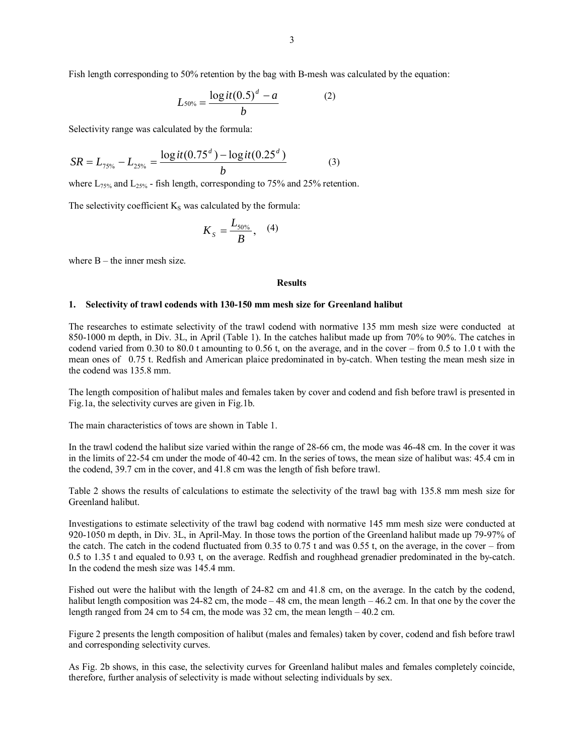Fish length corresponding to 50% retention by the bag with B-mesh was calculated by the equation:

$$L_{50\%} = \frac{\log it(0.5)^d - a}{b} \qquad (2)$$

Selectivity range was calculated by the formula:

$$SR = L_{75\%} - L_{25\%} = \frac{\log it(0.75^d) - \log it(0.25^d)}{b} \qquad (3)$$

where $L_{75\%}$ and $L_{25\%}$ - fish length, corresponding to 75% and 25% retention.

The selectivity coefficient $K_S$ was calculated by the formula:

$$K_S = \frac{L_{50\%}}{B}, \qquad (4)$$

where B – the inner mesh size.

## Results

### 1. Selectivity of trawl codends with 130-150 mm mesh size for Greenland halibut

The researches to estimate selectivity of the trawl codend with normative 135 mm mesh size were conducted at 850-1000 m depth, in Div. 3L, in April (Table 1). In the catches halibut made up from 70% to 90%. The catches in codend varied from 0.30 to 80.0 t amounting to 0.56 t, on the average, and in the cover – from 0.5 to 1.0 t with the mean ones of 0.75 t. Redfish and American plaice predominated in by-catch. When testing the mean mesh size in the codend was 135.8 mm.

The length composition of halibut males and females taken by cover and codend and fish before trawl is presented in Fig.1a, the selectivity curves are given in Fig.1b.

The main characteristics of tows are shown in Table 1.

In the trawl codend the halibut size varied within the range of 28-66 cm, the mode was 46-48 cm. In the cover it was in the limits of 22-54 cm under the mode of 40-42 cm. In the series of tows, the mean size of halibut was: 45.4 cm in the codend, 39.7 cm in the cover, and 41.8 cm was the length of fish before trawl.

Table 2 shows the results of calculations to estimate the selectivity of the trawl bag with 135.8 mm mesh size for Greenland halibut.

Investigations to estimate selectivity of the trawl bag codend with normative 145 mm mesh size were conducted at 920-1050 m depth, in Div. 3L, in April-May. In those tows the portion of the Greenland halibut made up 79-97% of the catch. The catch in the codend fluctuated from 0.35 to 0.75 t and was 0.55 t, on the average, in the cover – from 0.5 to 1.35 t and equaled to 0.93 t, on the average. Redfish and roughhead grenadier predominated in the by-catch. In the codend the mesh size was 145.4 mm.

Fished out were the halibut with the length of 24-82 cm and 41.8 cm, on the average. In the catch by the codend, halibut length composition was 24-82 cm, the mode – 48 cm, the mean length – 46.2 cm. In that one by the cover the length ranged from 24 cm to 54 cm, the mode was 32 cm, the mean length – 40.2 cm.

Figure 2 presents the length composition of halibut (males and females) taken by cover, codend and fish before trawl and corresponding selectivity curves.

As Fig. 2b shows, in this case, the selectivity curves for Greenland halibut males and females completely coincide, therefore, further analysis of selectivity is made without selecting individuals by sex.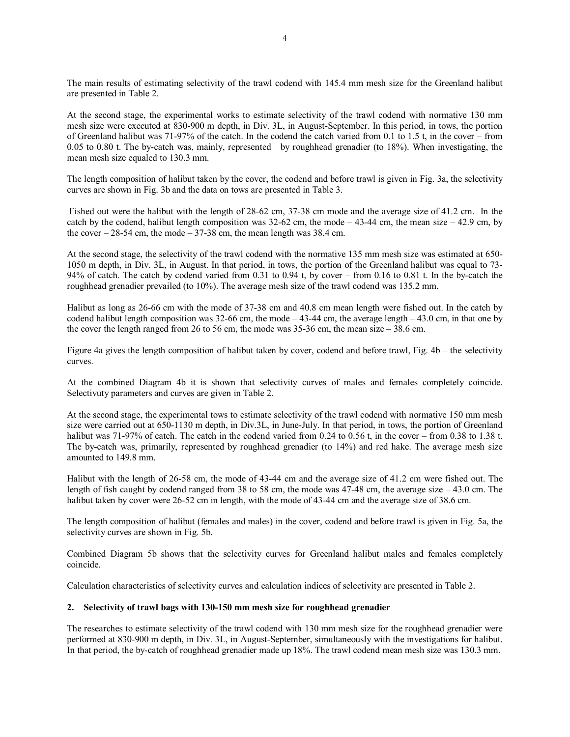The main results of estimating selectivity of the trawl codend with 145.4 mm mesh size for the Greenland halibut are presented in Table 2.

At the second stage, the experimental works to estimate selectivity of the trawl codend with normative 130 mm mesh size were executed at 830-900 m depth, in Div. 3L, in August-September. In this period, in tows, the portion of Greenland halibut was 71-97% of the catch. In the codend the catch varied from 0.1 to 1.5 t, in the cover – from 0.05 to 0.80 t. The by-catch was, mainly, represented by roughhead grenadier (to 18%). When investigating, the mean mesh size equaled to 130.3 mm.

The length composition of halibut taken by the cover, the codend and before trawl is given in Fig. 3a, the selectivity curves are shown in Fig. 3b and the data on tows are presented in Table 3.

Fished out were the halibut with the length of 28-62 cm, 37-38 cm mode and the average size of 41.2 cm. In the catch by the codend, halibut length composition was 32-62 cm, the mode – 43-44 cm, the mean size – 42.9 cm, by the cover – 28-54 cm, the mode – 37-38 cm, the mean length was 38.4 cm.

At the second stage, the selectivity of the trawl codend with the normative 135 mm mesh size was estimated at 650-1050 m depth, in Div. 3L, in August. In that period, in tows, the portion of the Greenland halibut was equal to 73-94% of catch. The catch by codend varied from 0.31 to 0.94 t, by cover – from 0.16 to 0.81 t. In the by-catch the roughhead grenadier prevailed (to 10%). The average mesh size of the trawl codend was 135.2 mm.

Halibut as long as 26-66 cm with the mode of 37-38 cm and 40.8 cm mean length were fished out. In the catch by codend halibut length composition was 32-66 cm, the mode – 43-44 cm, the average length – 43.0 cm, in that one by the cover the length ranged from 26 to 56 cm, the mode was 35-36 cm, the mean size – 38.6 cm.

Figure 4a gives the length composition of halibut taken by cover, codend and before trawl, Fig. 4b – the selectivity curves.

At the combined Diagram 4b it is shown that selectivity curves of males and females completely coincide. Selectivuty parameters and curves are given in Table 2.

At the second stage, the experimental tows to estimate selectivity of the trawl codend with normative 150 mm mesh size were carried out at 650-1130 m depth, in Div.3L, in June-July. In that period, in tows, the portion of Greenland halibut was 71-97% of catch. The catch in the codend varied from 0.24 to 0.56 t, in the cover – from 0.38 to 1.38 t. The by-catch was, primarily, represented by roughhead grenadier (to 14%) and red hake. The average mesh size amounted to 149.8 mm.

Halibut with the length of 26-58 cm, the mode of 43-44 cm and the average size of 41.2 cm were fished out. The length of fish caught by codend ranged from 38 to 58 cm, the mode was 47-48 cm, the average size – 43.0 cm. The halibut taken by cover were 26-52 cm in length, with the mode of 43-44 cm and the average size of 38.6 cm.

The length composition of halibut (females and males) in the cover, codend and before trawl is given in Fig. 5a, the selectivity curves are shown in Fig. 5b.

Combined Diagram 5b shows that the selectivity curves for Greenland halibut males and females completely coincide.

Calculation characteristics of selectivity curves and calculation indices of selectivity are presented in Table 2.

## 2. Selectivity of trawl bags with 130-150 mm mesh size for roughhead grenadier

The researches to estimate selectivity of the trawl codend with 130 mm mesh size for the roughhead grenadier were performed at 830-900 m depth, in Div. 3L, in August-September, simultaneously with the investigations for halibut. In that period, the by-catch of roughhead grenadier made up 18%. The trawl codend mean mesh size was 130.3 mm.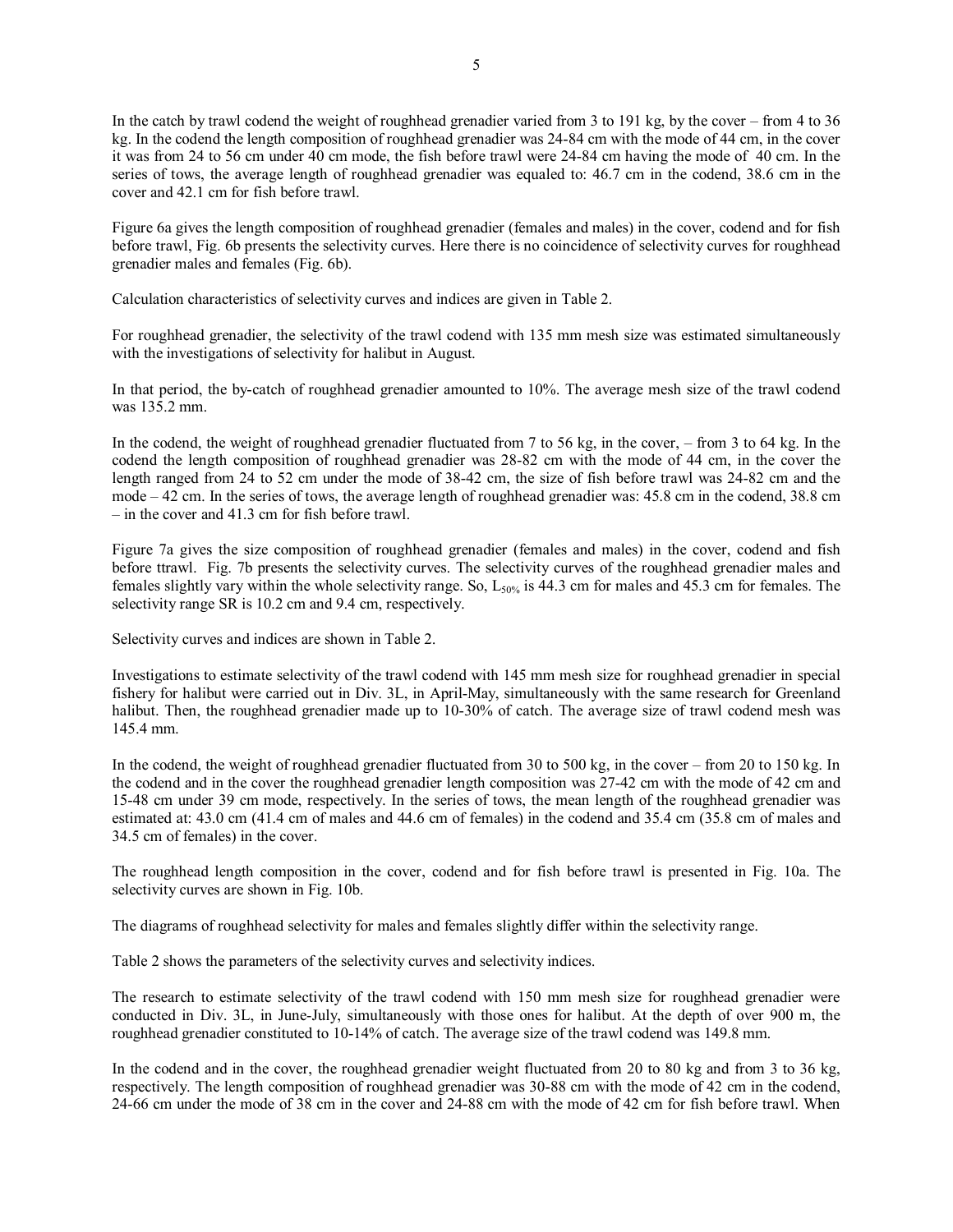In the catch by trawl codend the weight of roughhead grenadier varied from 3 to 191 kg, by the cover – from 4 to 36 kg. In the codend the length composition of roughhead grenadier was 24-84 cm with the mode of 44 cm, in the cover it was from 24 to 56 cm under 40 cm mode, the fish before trawl were 24-84 cm having the mode of 40 cm. In the series of tows, the average length of roughhead grenadier was equaled to: 46.7 cm in the codend, 38.6 cm in the cover and 42.1 cm for fish before trawl.

Figure 6a gives the length composition of roughhead grenadier (females and males) in the cover, codend and for fish before trawl, Fig. 6b presents the selectivity curves. Here there is no coincidence of selectivity curves for roughhead grenadier males and females (Fig. 6b).

Calculation characteristics of selectivity curves and indices are given in Table 2.

For roughhead grenadier, the selectivity of the trawl codend with 135 mm mesh size was estimated simultaneously with the investigations of selectivity for halibut in August.

In that period, the by-catch of roughhead grenadier amounted to 10%. The average mesh size of the trawl codend was 135.2 mm.

In the codend, the weight of roughhead grenadier fluctuated from 7 to 56 kg, in the cover, – from 3 to 64 kg. In the codend the length composition of roughhead grenadier was 28-82 cm with the mode of 44 cm, in the cover the length ranged from 24 to 52 cm under the mode of 38-42 cm, the size of fish before trawl was 24-82 cm and the mode – 42 cm. In the series of tows, the average length of roughhead grenadier was: 45.8 cm in the codend, 38.8 cm – in the cover and 41.3 cm for fish before trawl.

Figure 7a gives the size composition of roughhead grenadier (females and males) in the cover, codend and fish before ttrawl. Fig. 7b presents the selectivity curves. The selectivity curves of the roughhead grenadier males and females slightly vary within the whole selectivity range. So, $L_{50\%}$ is 44.3 cm for males and 45.3 cm for females. The selectivity range SR is 10.2 cm and 9.4 cm, respectively.

Selectivity curves and indices are shown in Table 2.

Investigations to estimate selectivity of the trawl codend with 145 mm mesh size for roughhead grenadier in special fishery for halibut were carried out in Div. 3L, in April-May, simultaneously with the same research for Greenland halibut. Then, the roughhead grenadier made up to 10-30% of catch. The average size of trawl codend mesh was 145.4 mm.

In the codend, the weight of roughhead grenadier fluctuated from 30 to 500 kg, in the cover – from 20 to 150 kg. In the codend and in the cover the roughhead grenadier length composition was 27-42 cm with the mode of 42 cm and 15-48 cm under 39 cm mode, respectively. In the series of tows, the mean length of the roughhead grenadier was estimated at: 43.0 cm (41.4 cm of males and 44.6 cm of females) in the codend and 35.4 cm (35.8 cm of males and 34.5 cm of females) in the cover.

The roughhead length composition in the cover, codend and for fish before trawl is presented in Fig. 10a. The selectivity curves are shown in Fig. 10b.

The diagrams of roughhead selectivity for males and females slightly differ within the selectivity range.

Table 2 shows the parameters of the selectivity curves and selectivity indices.

The research to estimate selectivity of the trawl codend with 150 mm mesh size for roughhead grenadier were conducted in Div. 3L, in June-July, simultaneously with those ones for halibut. At the depth of over 900 m, the roughhead grenadier constituted to 10-14% of catch. The average size of the trawl codend was 149.8 mm.

In the codend and in the cover, the roughhead grenadier weight fluctuated from 20 to 80 kg and from 3 to 36 kg, respectively. The length composition of roughhead grenadier was 30-88 cm with the mode of 42 cm in the codend, 24-66 cm under the mode of 38 cm in the cover and 24-88 cm with the mode of 42 cm for fish before trawl. When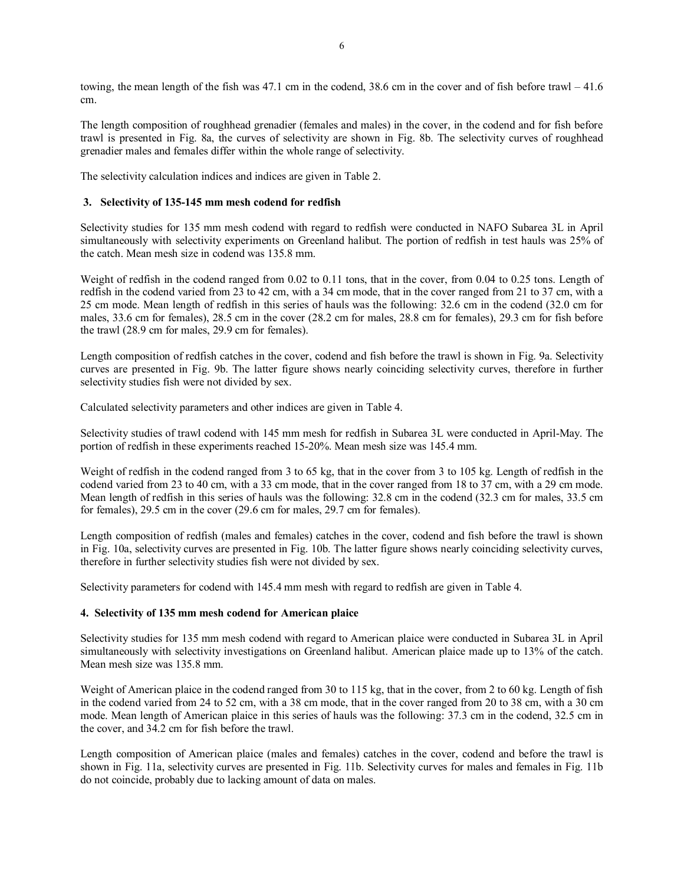towing, the mean length of the fish was 47.1 cm in the codend, 38.6 cm in the cover and of fish before trawl – 41.6 cm.

The length composition of roughhead grenadier (females and males) in the cover, in the codend and for fish before trawl is presented in Fig. 8a, the curves of selectivity are shown in Fig. 8b. The selectivity curves of roughhead grenadier males and females differ within the whole range of selectivity.

The selectivity calculation indices and indices are given in Table 2.

### 3. Selectivity of 135-145 mm mesh codend for redfish

Selectivity studies for 135 mm mesh codend with regard to redfish were conducted in NAFO Subarea 3L in April simultaneously with selectivity experiments on Greenland halibut. The portion of redfish in test hauls was 25% of the catch. Mean mesh size in codend was 135.8 mm.

Weight of redfish in the codend ranged from 0.02 to 0.11 tons, that in the cover, from 0.04 to 0.25 tons. Length of redfish in the codend varied from 23 to 42 cm, with a 34 cm mode, that in the cover ranged from 21 to 37 cm, with a 25 cm mode. Mean length of redfish in this series of hauls was the following: 32.6 cm in the codend (32.0 cm for males, 33.6 cm for females), 28.5 cm in the cover (28.2 cm for males, 28.8 cm for females), 29.3 cm for fish before the trawl (28.9 cm for males, 29.9 cm for females).

Length composition of redfish catches in the cover, codend and fish before the trawl is shown in Fig. 9a. Selectivity curves are presented in Fig. 9b. The latter figure shows nearly coinciding selectivity curves, therefore in further selectivity studies fish were not divided by sex.

Calculated selectivity parameters and other indices are given in Table 4.

Selectivity studies of trawl codend with 145 mm mesh for redfish in Subarea 3L were conducted in April-May. The portion of redfish in these experiments reached 15-20%. Mean mesh size was 145.4 mm.

Weight of redfish in the codend ranged from 3 to 65 kg, that in the cover from 3 to 105 kg. Length of redfish in the codend varied from 23 to 40 cm, with a 33 cm mode, that in the cover ranged from 18 to 37 cm, with a 29 cm mode. Mean length of redfish in this series of hauls was the following: 32.8 cm in the codend (32.3 cm for males, 33.5 cm for females), 29.5 cm in the cover (29.6 cm for males, 29.7 cm for females).

Length composition of redfish (males and females) catches in the cover, codend and fish before the trawl is shown in Fig. 10a, selectivity curves are presented in Fig. 10b. The latter figure shows nearly coinciding selectivity curves, therefore in further selectivity studies fish were not divided by sex.

Selectivity parameters for codend with 145.4 mm mesh with regard to redfish are given in Table 4.

### 4. Selectivity of 135 mm mesh codend for American plaice

Selectivity studies for 135 mm mesh codend with regard to American plaice were conducted in Subarea 3L in April simultaneously with selectivity investigations on Greenland halibut. American plaice made up to 13% of the catch. Mean mesh size was 135.8 mm.

Weight of American plaice in the codend ranged from 30 to 115 kg, that in the cover, from 2 to 60 kg. Length of fish in the codend varied from 24 to 52 cm, with a 38 cm mode, that in the cover ranged from 20 to 38 cm, with a 30 cm mode. Mean length of American plaice in this series of hauls was the following: 37.3 cm in the codend, 32.5 cm in the cover, and 34.2 cm for fish before the trawl.

Length composition of American plaice (males and females) catches in the cover, codend and before the trawl is shown in Fig. 11a, selectivity curves are presented in Fig. 11b. Selectivity curves for males and females in Fig. 11b do not coincide, probably due to lacking amount of data on males.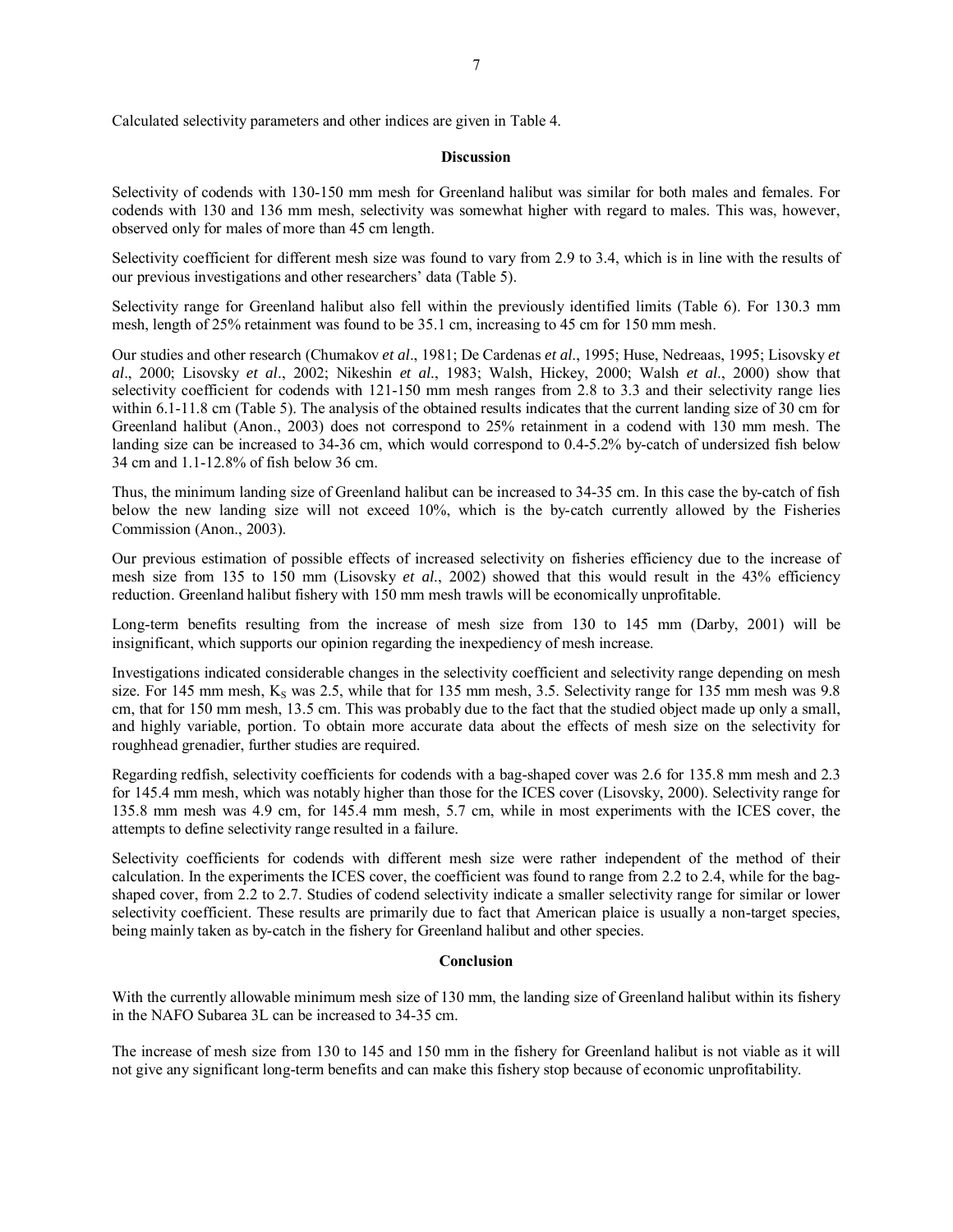Calculated selectivity parameters and other indices are given in Table 4.

## Discussion

Selectivity of codends with 130-150 mm mesh for Greenland halibut was similar for both males and females. For codends with 130 and 136 mm mesh, selectivity was somewhat higher with regard to males. This was, however, observed only for males of more than 45 cm length.

Selectivity coefficient for different mesh size was found to vary from 2.9 to 3.4, which is in line with the results of our previous investigations and other researchers' data (Table 5).

Selectivity range for Greenland halibut also fell within the previously identified limits (Table 6). For 130.3 mm mesh, length of 25% retainment was found to be 35.1 cm, increasing to 45 cm for 150 mm mesh.

Our studies and other research (Chumakov *et al*., 1981; De Cardenas *et al*., 1995; Huse, Nedreaas, 1995; Lisovsky *et al*., 2000; Lisovsky *et al*., 2002; Nikeshin *et al*., 1983; Walsh, Hickey, 2000; Walsh *et al*., 2000) show that selectivity coefficient for codends with 121-150 mm mesh ranges from 2.8 to 3.3 and their selectivity range lies within 6.1-11.8 cm (Table 5). The analysis of the obtained results indicates that the current landing size of 30 cm for Greenland halibut (Anon., 2003) does not correspond to 25% retainment in a codend with 130 mm mesh. The landing size can be increased to 34-36 cm, which would correspond to 0.4-5.2% by-catch of undersized fish below 34 cm and 1.1-12.8% of fish below 36 cm.

Thus, the minimum landing size of Greenland halibut can be increased to 34-35 cm. In this case the by-catch of fish below the new landing size will not exceed 10%, which is the by-catch currently allowed by the Fisheries Commission (Anon., 2003).

Our previous estimation of possible effects of increased selectivity on fisheries efficiency due to the increase of mesh size from 135 to 150 mm (Lisovsky *et al*., 2002) showed that this would result in the 43% efficiency reduction. Greenland halibut fishery with 150 mm mesh trawls will be economically unprofitable.

Long-term benefits resulting from the increase of mesh size from 130 to 145 mm (Darby, 2001) will be insignificant, which supports our opinion regarding the inexpediency of mesh increase.

Investigations indicated considerable changes in the selectivity coefficient and selectivity range depending on mesh size. For 145 mm mesh, $K_S$ was 2.5, while that for 135 mm mesh, 3.5. Selectivity range for 135 mm mesh was 9.8 cm, that for 150 mm mesh, 13.5 cm. This was probably due to the fact that the studied object made up only a small, and highly variable, portion. To obtain more accurate data about the effects of mesh size on the selectivity for roughhead grenadier, further studies are required.

Regarding redfish, selectivity coefficients for codends with a bag-shaped cover was 2.6 for 135.8 mm mesh and 2.3 for 145.4 mm mesh, which was notably higher than those for the ICES cover (Lisovsky, 2000). Selectivity range for 135.8 mm mesh was 4.9 cm, for 145.4 mm mesh, 5.7 cm, while in most experiments with the ICES cover, the attempts to define selectivity range resulted in a failure.

Selectivity coefficients for codends with different mesh size were rather independent of the method of their calculation. In the experiments the ICES cover, the coefficient was found to range from 2.2 to 2.4, while for the bag-shaped cover, from 2.2 to 2.7. Studies of codend selectivity indicate a smaller selectivity range for similar or lower selectivity coefficient. These results are primarily due to fact that American plaice is usually a non-target species, being mainly taken as by-catch in the fishery for Greenland halibut and other species.

## Conclusion

With the currently allowable minimum mesh size of 130 mm, the landing size of Greenland halibut within its fishery in the NAFO Subarea 3L can be increased to 34-35 cm.

The increase of mesh size from 130 to 145 and 150 mm in the fishery for Greenland halibut is not viable as it will not give any significant long-term benefits and can make this fishery stop because of economic unprofitability.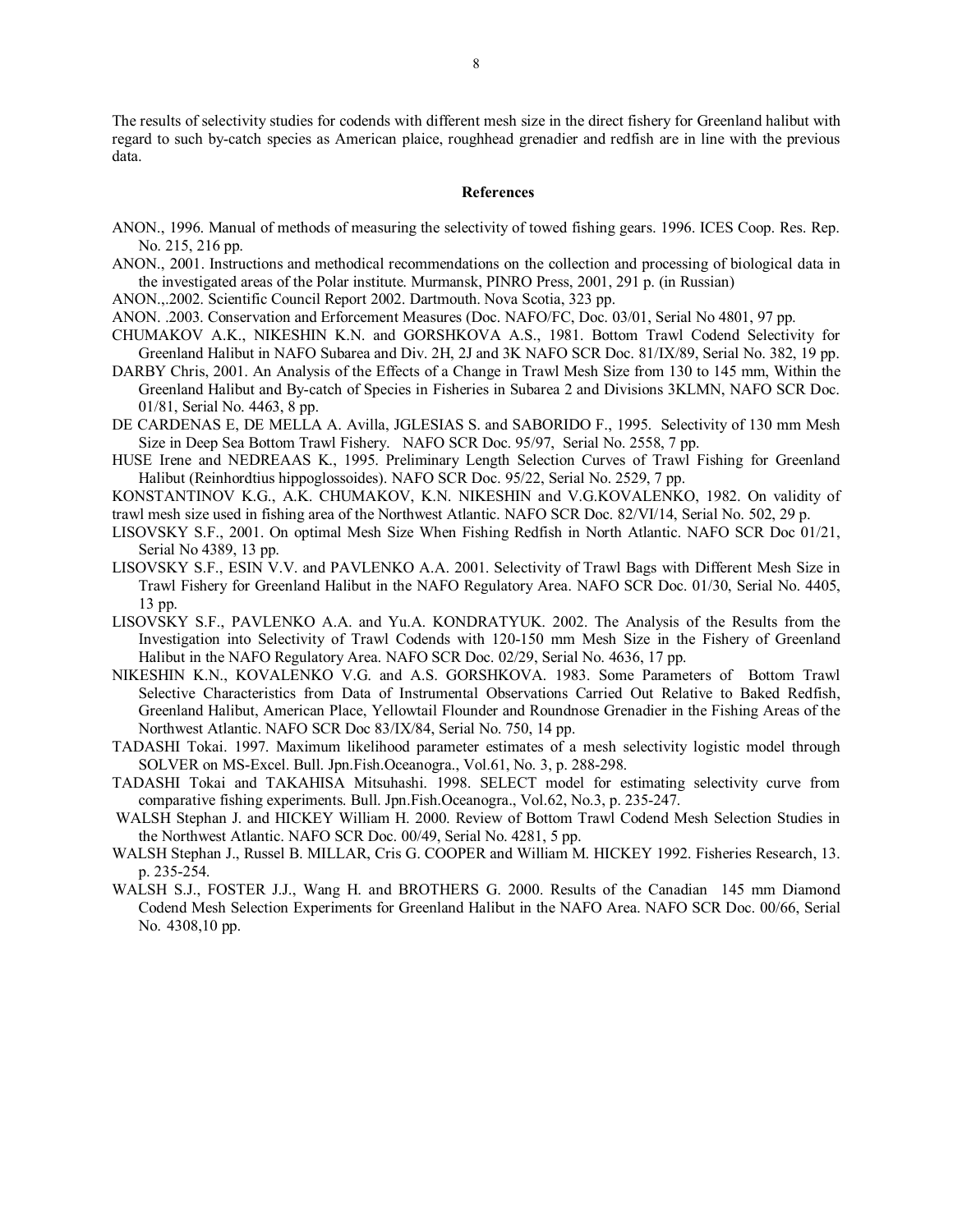The results of selectivity studies for codends with different mesh size in the direct fishery for Greenland halibut with regard to such by-catch species as American plaice, roughhead grenadier and redfish are in line with the previous data.

## References

ANON., 1996. Manual of methods of measuring the selectivity of towed fishing gears. 1996. ICES Coop. Res. Rep. No. 215, 216 pp.

ANON., 2001. Instructions and methodical recommendations on the collection and processing of biological data in the investigated areas of the Polar institute. Murmansk, PINRO Press, 2001, 291 p. (in Russian)

ANON.,.2002. Scientific Council Report 2002. Dartmouth. Nova Scotia, 323 pp.

ANON. .2003. Conservation and Erforcement Measures (Doc. NAFO/FC, Doc. 03/01, Serial No 4801, 97 pp.

CHUMAKOV A.K., NIKESHIN K.N. and GORSHKOVA A.S., 1981. Bottom Trawl Codend Selectivity for Greenland Halibut in NAFO Subarea and Div. 2H, 2J and 3K NAFO SCR Doc. 81/IX/89, Serial No. 382, 19 pp.

DARBY Chris, 2001. An Analysis of the Effects of a Change in Trawl Mesh Size from 130 to 145 mm, Within the Greenland Halibut and By-catch of Species in Fisheries in Subarea 2 and Divisions 3KLMN, NAFO SCR Doc. 01/81, Serial No. 4463, 8 pp.

DE CARDENAS E, DE MELLA A. Avilla, JGLESIAS S. and SABORIDO F., 1995. Selectivity of 130 mm Mesh Size in Deep Sea Bottom Trawl Fishery. NAFO SCR Doc. 95/97, Serial No. 2558, 7 pp.

HUSE Irene and NEDREAAS K., 1995. Preliminary Length Selection Curves of Trawl Fishing for Greenland Halibut (Reinhordtius hippoglossoides). NAFO SCR Doc. 95/22, Serial No. 2529, 7 pp.

KONSTANTINOV K.G., A.K. CHUMAKOV, K.N. NIKESHIN and V.G.KOVALENKO, 1982. On validity of trawl mesh size used in fishing area of the Northwest Atlantic. NAFO SCR Doc. 82/VI/14, Serial No. 502, 29 p.

LISOVSKY S.F., 2001. On optimal Mesh Size When Fishing Redfish in North Atlantic. NAFO SCR Doc 01/21, Serial No 4389, 13 pp.

LISOVSKY S.F., ESIN V.V. and PAVLENKO A.A. 2001. Selectivity of Trawl Bags with Different Mesh Size in Trawl Fishery for Greenland Halibut in the NAFO Regulatory Area. NAFO SCR Doc. 01/30, Serial No. 4405, 13 pp.

LISOVSKY S.F., PAVLENKO A.A. and Yu.A. KONDRATYUK. 2002. The Analysis of the Results from the Investigation into Selectivity of Trawl Codends with 120-150 mm Mesh Size in the Fishery of Greenland Halibut in the NAFO Regulatory Area. NAFO SCR Doc. 02/29, Serial No. 4636, 17 pp.

NIKESHIN K.N., KOVALENKO V.G. and A.S. GORSHKOVA. 1983. Some Parameters of Bottom Trawl Selective Characteristics from Data of Instrumental Observations Carried Out Relative to Baked Redfish, Greenland Halibut, American Place, Yellowtail Flounder and Roundnose Grenadier in the Fishing Areas of the Northwest Atlantic. NAFO SCR Doc 83/IX/84, Serial No. 750, 14 pp.

TADASHI Tokai. 1997. Maximum likelihood parameter estimates of a mesh selectivity logistic model through SOLVER on MS-Excel. Bull. Jpn.Fish.Oceanogra., Vol.61, No. 3, p. 288-298.

TADASHI Tokai and TAKAHISA Mitsuhashi. 1998. SELECT model for estimating selectivity curve from comparative fishing experiments. Bull. Jpn.Fish.Oceanogra., Vol.62, No.3, p. 235-247.

WALSH Stephan J. and HICKEY William H. 2000. Review of Bottom Trawl Codend Mesh Selection Studies in the Northwest Atlantic. NAFO SCR Doc. 00/49, Serial No. 4281, 5 pp.

WALSH Stephan J., Russel B. MILLAR, Cris G. COOPER and William M. HICKEY 1992. Fisheries Research, 13. p. 235-254.

WALSH S.J., FOSTER J.J., Wang H. and BROTHERS G. 2000. Results of the Canadian 145 mm Diamond Codend Mesh Selection Experiments for Greenland Halibut in the NAFO Area. NAFO SCR Doc. 00/66, Serial No. 4308,10 pp.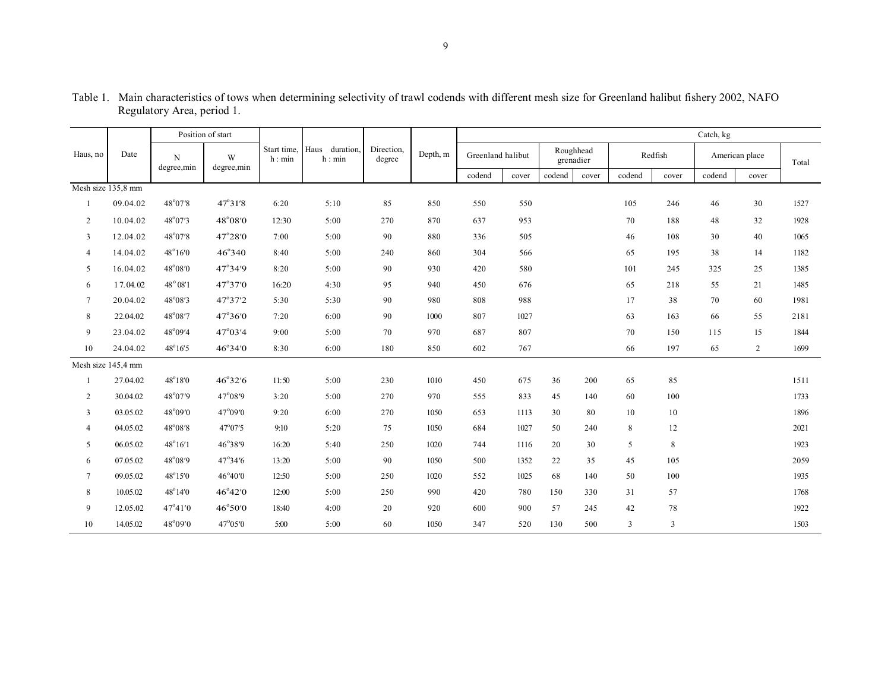Table 1. Main characteristics of tows when determining selectivity of trawl codends with different mesh size for Greenland halibut fishery 2002, NAFO Regulatory Area, period 1.

| Haus, no | Date | Position of start | | Start time, h : min | Haus duration, h : min | Direction, degree | Depth, m | Catch, kg | | | | | | | | |
|---|---|---|---|---|---|---|---|---|---|---|---|---|---|---|---|---|
| | | N degree,min | W degree,min | | | | | Greenland halibut | | Roughhead grenadier | | Redfish | | American place | | Total |
| | | | | | | | | codend | cover | codend | cover | codend | cover | codend | cover | |
| Mesh size 135,8 mm | | | | | | | | | | | | | | | | |
| 1 | 09.04.02 | 48°07′8 | 47°31′8 | 6:20 | 5:10 | 85 | 850 | 550 | 550 | | | 105 | 246 | 46 | 30 | 1527 |
| 2 | 10.04.02 | 48°07′3 | 48°08′0 | 12:30 | 5:00 | 270 | 870 | 637 | 953 | | | 70 | 188 | 48 | 32 | 1928 |
| 3 | 12.04.02 | 48°07′8 | 47°28′0 | 7:00 | 5:00 | 90 | 880 | 336 | 505 | | | 46 | 108 | 30 | 40 | 1065 |
| 4 | 14.04.02 | 48°16′0 | 46°340 | 8:40 | 5:00 | 240 | 860 | 304 | 566 | | | 65 | 195 | 38 | 14 | 1182 |
| 5 | 16.04.02 | 48°08′0 | 47°34′9 | 8:20 | 5:00 | 90 | 930 | 420 | 580 | | | 101 | 245 | 325 | 25 | 1385 |
| 6 | 17.04.02 | 48° 08′1 | 47°37′0 | 16:20 | 4:30 | 95 | 940 | 450 | 676 | | | 65 | 218 | 55 | 21 | 1485 |
| 7 | 20.04.02 | 48°08′3 | 47°37′2 | 5:30 | 5:30 | 90 | 980 | 808 | 988 | | | 17 | 38 | 70 | 60 | 1981 |
| 8 | 22.04.02 | 48°08′7 | 47°36′0 | 7:20 | 6:00 | 90 | 1000 | 807 | 1027 | | | 63 | 163 | 66 | 55 | 2181 |
| 9 | 23.04.02 | 48°09′4 | 47°03′4 | 9:00 | 5:00 | 70 | 970 | 687 | 807 | | | 70 | 150 | 115 | 15 | 1844 |
| 10 | 24.04.02 | 48°16′5 | 46°34′0 | 8:30 | 6:00 | 180 | 850 | 602 | 767 | | | 66 | 197 | 65 | 2 | 1699 |
| Mesh size 145,4 mm | | | | | | | | | | | | | | | | |
| 1 | 27.04.02 | 48°18′0 | 46°32′6 | 11:50 | 5:00 | 230 | 1010 | 450 | 675 | 36 | 200 | 65 | 85 | | | 1511 |
| 2 | 30.04.02 | 48°07′9 | 47°08′9 | 3:20 | 5:00 | 270 | 970 | 555 | 833 | 45 | 140 | 60 | 100 | | | 1733 |
| 3 | 03.05.02 | 48°09′0 | 47°09′0 | 9:20 | 6:00 | 270 | 1050 | 653 | 1113 | 30 | 80 | 10 | 10 | | | 1896 |
| 4 | 04.05.02 | 48°08′8 | 47°07′5 | 9:10 | 5:20 | 75 | 1050 | 684 | 1027 | 50 | 240 | 8 | 12 | | | 2021 |
| 5 | 06.05.02 | 48°16′1 | 46°38′9 | 16:20 | 5:40 | 250 | 1020 | 744 | 1116 | 20 | 30 | 5 | 8 | | | 1923 |
| 6 | 07.05.02 | 48°08′9 | 47°34′6 | 13:20 | 5:00 | 90 | 1050 | 500 | 1352 | 22 | 35 | 45 | 105 | | | 2059 |
| 7 | 09.05.02 | 48°15′0 | 46°40′0 | 12:50 | 5:00 | 250 | 1020 | 552 | 1025 | 68 | 140 | 50 | 100 | | | 1935 |
| 8 | 10.05.02 | 48°14′0 | 46°42′0 | 12:00 | 5:00 | 250 | 990 | 420 | 780 | 150 | 330 | 31 | 57 | | | 1768 |
| 9 | 12.05.02 | 47°41′0 | 46°50′0 | 18:40 | 4:00 | 20 | 920 | 600 | 900 | 57 | 245 | 42 | 78 | | | 1922 |
| 10 | 14.05.02 | 48°09′0 | 47°05′0 | 5:00 | 5:00 | 60 | 1050 | 347 | 520 | 130 | 500 | 3 | 3 | | | 1503 |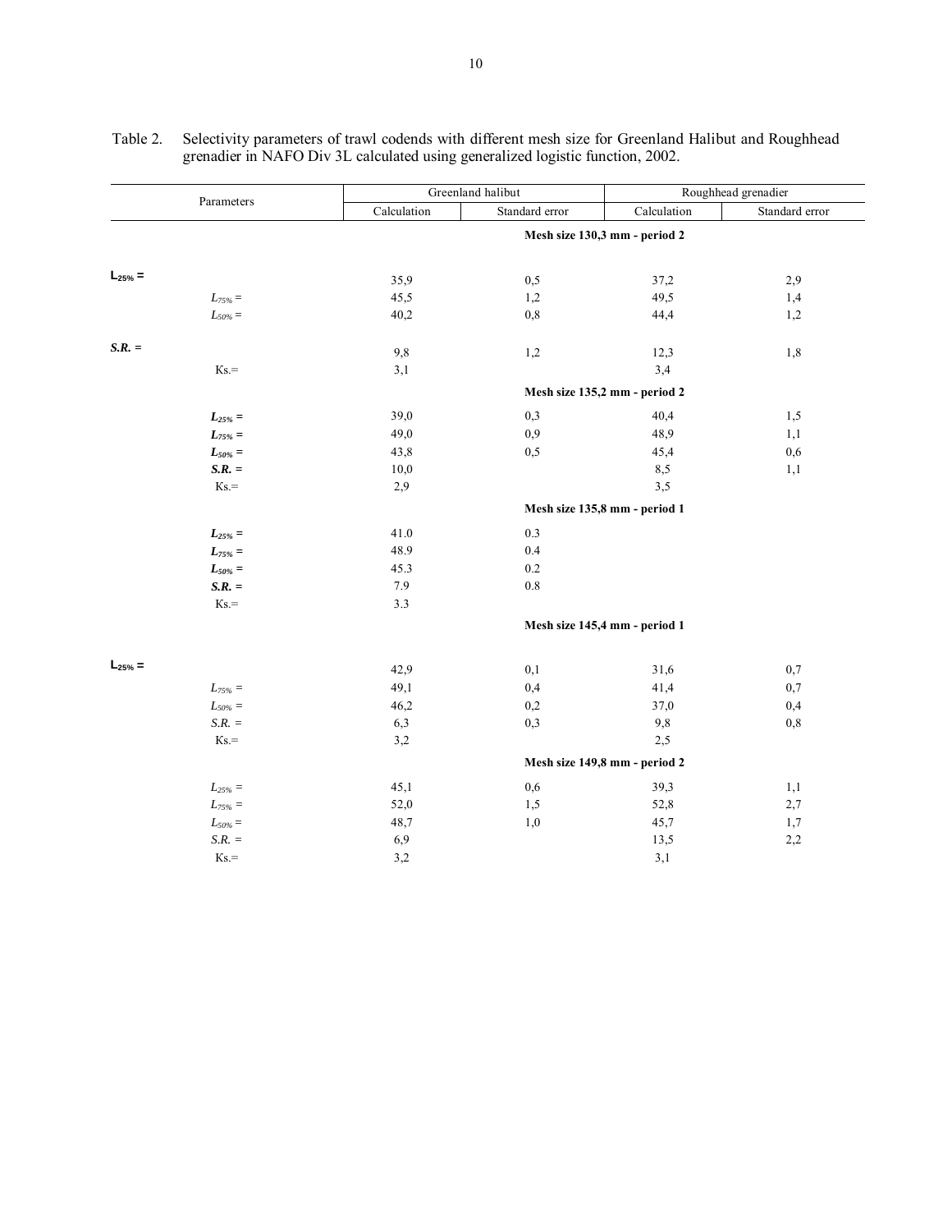Table 2. Selectivity parameters of trawl codends with different mesh size for Greenland Halibut and Roughhead grenadier in NAFO Div 3L calculated using generalized logistic function, 2002.

| Parameters | Greenland halibut | | Roughhead grenadier | |
|---|---|---|---|---|
| | Calculation | Standard error | Calculation | Standard error |
| **Mesh size 130,3 mm - period 2** | | | | |
| $L_{25\%}$ = | 35,9 | 0,5 | 37,2 | 2,9 |
| $L_{75\%}$ = | 45,5 | 1,2 | 49,5 | 1,4 |
| $L_{50\%}$ = | 40,2 | 0,8 | 44,4 | 1,2 |
| *S.R.* = | 9,8 | 1,2 | 12,3 | 1,8 |
| Ks.= | 3,1 | | 3,4 | |
| **Mesh size 135,2 mm - period 2** | | | | |
| $L_{25\%}$ = | 39,0 | 0,3 | 40,4 | 1,5 |
| $L_{75\%}$ = | 49,0 | 0,9 | 48,9 | 1,1 |
| $L_{50\%}$ = | 43,8 | 0,5 | 45,4 | 0,6 |
| *S.R.* = | 10,0 | | 8,5 | 1,1 |
| Ks.= | 2,9 | | 3,5 | |
| **Mesh size 135,8 mm - period 1** | | | | |
| $L_{25\%}$ = | 41.0 | 0.3 | | |
| $L_{75\%}$ = | 48.9 | 0.4 | | |
| $L_{50\%}$ = | 45.3 | 0.2 | | |
| *S.R.* = | 7.9 | 0.8 | | |
| Ks.= | 3.3 | | | |
| **Mesh size 145,4 mm - period 1** | | | | |
| $L_{25\%}$ = | 42,9 | 0,1 | 31,6 | 0,7 |
| $L_{75\%}$ = | 49,1 | 0,4 | 41,4 | 0,7 |
| $L_{50\%}$ = | 46,2 | 0,2 | 37,0 | 0,4 |
| *S.R.* = | 6,3 | 0,3 | 9,8 | 0,8 |
| Ks.= | 3,2 | | 2,5 | |
| **Mesh size 149,8 mm - period 2** | | | | |
| $L_{25\%}$ = | 45,1 | 0,6 | 39,3 | 1,1 |
| $L_{75\%}$ = | 52,0 | 1,5 | 52,8 | 2,7 |
| $L_{50\%}$ = | 48,7 | 1,0 | 45,7 | 1,7 |
| *S.R.* = | 6,9 | | 13,5 | 2,2 |
| Ks.= | 3,2 | | 3,1 | |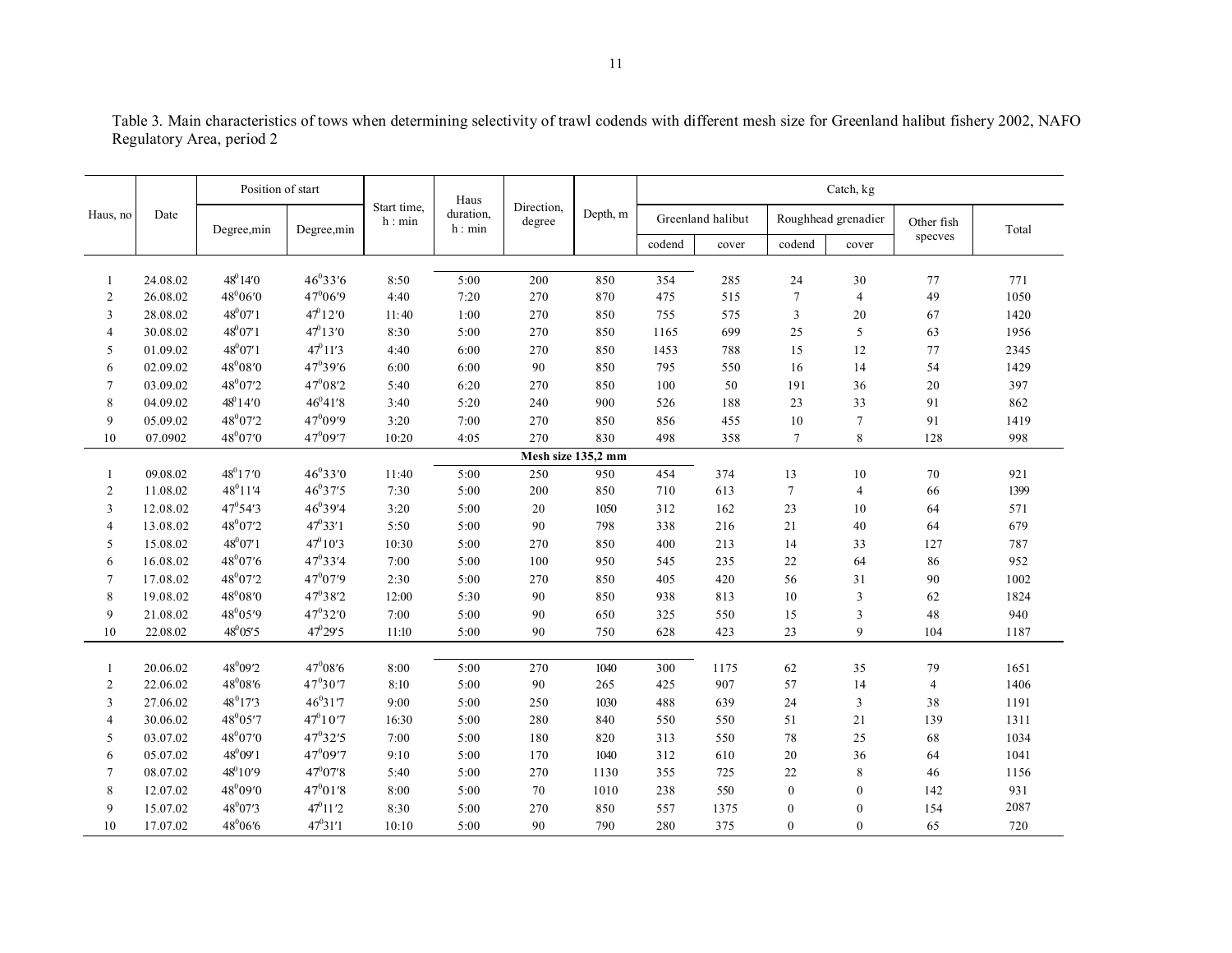Table 3. Main characteristics of tows when determining selectivity of trawl codends with different mesh size for Greenland halibut fishery 2002, NAFO Regulatory Area, period 2

| Haus, no | Date | Position of start | | Start time, h : min | Haus duration, h : min | Direction, degree | Depth, m | Catch, kg | | | | | |
|---|---|---|---|---|---|---|---|---|---|---|---|---|---|
| | | Degree,min | Degree,min | | | | | Greenland halibut | | Roughhead grenadier | | Other fish specves | Total |
| | | | | | | | | codend | cover | codend | cover | | |
| 1 | 24.08.02 | 48°14′0 | 46°33′6 | 8:50 | 5:00 | 200 | 850 | 354 | 285 | 24 | 30 | 77 | 771 |
| 2 | 26.08.02 | 48°06′0 | 47°06′9 | 4:40 | 7:20 | 270 | 870 | 475 | 515 | 7 | 4 | 49 | 1050 |
| 3 | 28.08.02 | 48°07′1 | 47°12′0 | 11:40 | 1:00 | 270 | 850 | 755 | 575 | 3 | 20 | 67 | 1420 |
| 4 | 30.08.02 | 48°07′1 | 47°13′0 | 8:30 | 5:00 | 270 | 850 | 1165 | 699 | 25 | 5 | 63 | 1956 |
| 5 | 01.09.02 | 48°07′1 | 47°11′3 | 4:40 | 6:00 | 270 | 850 | 1453 | 788 | 15 | 12 | 77 | 2345 |
| 6 | 02.09.02 | 48°08′0 | 47°39′6 | 6:00 | 6:00 | 90 | 850 | 795 | 550 | 16 | 14 | 54 | 1429 |
| 7 | 03.09.02 | 48°07′2 | 47°08′2 | 5:40 | 6:20 | 270 | 850 | 100 | 50 | 191 | 36 | 20 | 397 |
| 8 | 04.09.02 | 48°14′0 | 46°41′8 | 3:40 | 5:20 | 240 | 900 | 526 | 188 | 23 | 33 | 91 | 862 |
| 9 | 05.09.02 | 48°07′2 | 47°09′9 | 3:20 | 7:00 | 270 | 850 | 856 | 455 | 10 | 7 | 91 | 1419 |
| 10 | 07.0902 | 48°07′0 | 47°09′7 | 10:20 | 4:05 | 270 | 830 | 498 | 358 | 7 | 8 | 128 | 998 |
| | | | | | **Mesh size 135,2 mm** | | | | | | | | |
| 1 | 09.08.02 | 48°17′0 | 46°33′0 | 11:40 | 5:00 | 250 | 950 | 454 | 374 | 13 | 10 | 70 | 921 |
| 2 | 11.08.02 | 48°11′4 | 46°37′5 | 7:30 | 5:00 | 200 | 850 | 710 | 613 | 7 | 4 | 66 | 1399 |
| 3 | 12.08.02 | 47°54′3 | 46°39′4 | 3:20 | 5:00 | 20 | 1050 | 312 | 162 | 23 | 10 | 64 | 571 |
| 4 | 13.08.02 | 48°07′2 | 47°33′1 | 5:50 | 5:00 | 90 | 798 | 338 | 216 | 21 | 40 | 64 | 679 |
| 5 | 15.08.02 | 48°07′1 | 47°10′3 | 10:30 | 5:00 | 270 | 850 | 400 | 213 | 14 | 33 | 127 | 787 |
| 6 | 16.08.02 | 48°07′6 | 47°33′4 | 7:00 | 5:00 | 100 | 950 | 545 | 235 | 22 | 64 | 86 | 952 |
| 7 | 17.08.02 | 48°07′2 | 47°07′9 | 2:30 | 5:00 | 270 | 850 | 405 | 420 | 56 | 31 | 90 | 1002 |
| 8 | 19.08.02 | 48°08′0 | 47°38′2 | 12:00 | 5:30 | 90 | 850 | 938 | 813 | 10 | 3 | 62 | 1824 |
| 9 | 21.08.02 | 48°05′9 | 47°32′0 | 7:00 | 5:00 | 90 | 650 | 325 | 550 | 15 | 3 | 48 | 940 |
| 10 | 22.08.02 | 48°05′5 | 47°29′5 | 11:10 | 5:00 | 90 | 750 | 628 | 423 | 23 | 9 | 104 | 1187 |
| 1 | 20.06.02 | 48°09′2 | 47°08′6 | 8:00 | 5:00 | 270 | 1040 | 300 | 1175 | 62 | 35 | 79 | 1651 |
| 2 | 22.06.02 | 48°08′6 | 47°30′7 | 8:10 | 5:00 | 90 | 265 | 425 | 907 | 57 | 14 | 4 | 1406 |
| 3 | 27.06.02 | 48°17′3 | 46°31′7 | 9:00 | 5:00 | 250 | 1030 | 488 | 639 | 24 | 3 | 38 | 1191 |
| 4 | 30.06.02 | 48°05′7 | 47°10′7 | 16:30 | 5:00 | 280 | 840 | 550 | 550 | 51 | 21 | 139 | 1311 |
| 5 | 03.07.02 | 48°07′0 | 47°32′5 | 7:00 | 5:00 | 180 | 820 | 313 | 550 | 78 | 25 | 68 | 1034 |
| 6 | 05.07.02 | 48°09′1 | 47°09′7 | 9:10 | 5:00 | 170 | 1040 | 312 | 610 | 20 | 36 | 64 | 1041 |
| 7 | 08.07.02 | 48°10′9 | 47°07′8 | 5:40 | 5:00 | 270 | 1130 | 355 | 725 | 22 | 8 | 46 | 1156 |
| 8 | 12.07.02 | 48°09′0 | 47°01′8 | 8:00 | 5:00 | 70 | 1010 | 238 | 550 | 0 | 0 | 142 | 931 |
| 9 | 15.07.02 | 48°07′3 | 47°11′2 | 8:30 | 5:00 | 270 | 850 | 557 | 1375 | 0 | 0 | 154 | 2087 |
| 10 | 17.07.02 | 48°06′6 | 47°31′1 | 10:10 | 5:00 | 90 | 790 | 280 | 375 | 0 | 0 | 65 | 720 |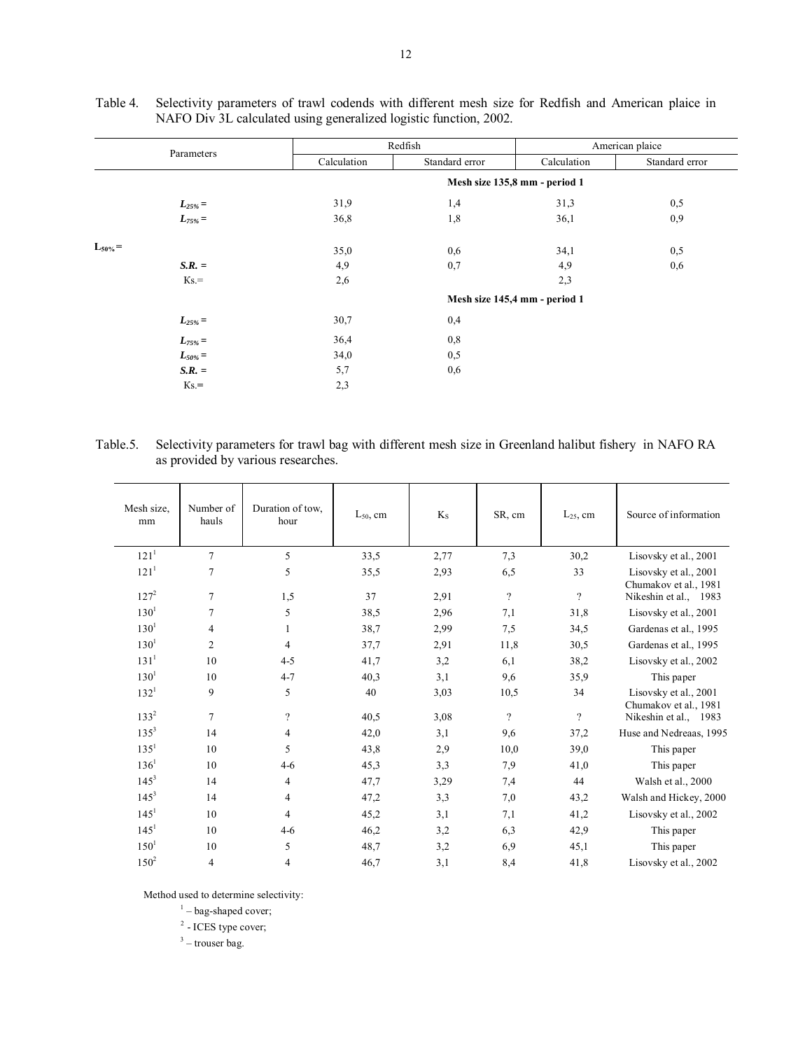Table 4. Selectivity parameters of trawl codends with different mesh size for Redfish and American plaice in NAFO Div 3L calculated using generalized logistic function, 2002.

| Parameters | Redfish | | American plaice | |
|---|---|---|---|---|
| | Calculation | Standard error | Calculation | Standard error |
| **Mesh size 135,8 mm - period 1** | | | | |
| $L_{25\%}$ = | 31,9 | 1,4 | 31,3 | 0,5 |
| $L_{75\%}$ = | 36,8 | 1,8 | 36,1 | 0,9 |
| $L_{50\%}$ = | 35,0 | 0,6 | 34,1 | 0,5 |
| ***S.R.*** = | 4,9 | 0,7 | 4,9 | 0,6 |
| Ks.= | 2,6 | | 2,3 | |
| **Mesh size 145,4 mm - period 1** | | | | |
| $L_{25\%}$ = | 30,7 | 0,4 | | |
| $L_{75\%}$ = | 36,4 | 0,8 | | |
| $L_{50\%}$ = | 34,0 | 0,5 | | |
| ***S.R.*** = | 5,7 | 0,6 | | |
| Ks.= | 2,3 | | | |

Table.5. Selectivity parameters for trawl bag with different mesh size in Greenland halibut fishery in NAFO RA as provided by various researches.

| Mesh size, mm | Number of hauls | Duration of tow, hour | $L_{50}$, cm | $K_S$ | SR, cm | $L_{25}$, cm | Source of information |
|---|---|---|---|---|---|---|---|
| 121[1] | 7 | 5 | 33,5 | 2,77 | 7,3 | 30,2 | Lisovsky et al., 2001 |
| 121[1] | 7 | 5 | 35,5 | 2,93 | 6,5 | 33 | Lisovsky et al., 2001 |
| 127[2] | 7 | 1,5 | 37 | 2,91 | ? | ? | Chumakov et al., 1981 Nikeshin et al., 1983 |
| 130[1] | 7 | 5 | 38,5 | 2,96 | 7,1 | 31,8 | Lisovsky et al., 2001 |
| 130[1] | 4 | 1 | 38,7 | 2,99 | 7,5 | 34,5 | Gardenas et al., 1995 |
| 130[1] | 2 | 4 | 37,7 | 2,91 | 11,8 | 30,5 | Gardenas et al., 1995 |
| 131[1] | 10 | 4-5 | 41,7 | 3,2 | 6,1 | 38,2 | Lisovsky et al., 2002 |
| 130[1] | 10 | 4-7 | 40,3 | 3,1 | 9,6 | 35,9 | This paper |
| 132[1] | 9 | 5 | 40 | 3,03 | 10,5 | 34 | Lisovsky et al., 2001 |
| 133[2] | 7 | ? | 40,5 | 3,08 | ? | ? | Chumakov et al., 1981 Nikeshin et al., 1983 |
| 135[3] | 14 | 4 | 42,0 | 3,1 | 9,6 | 37,2 | Huse and Nedreaas, 1995 |
| 135[1] | 10 | 5 | 43,8 | 2,9 | 10,0 | 39,0 | This paper |
| 136[1] | 10 | 4-6 | 45,3 | 3,3 | 7,9 | 41,0 | This paper |
| 145[3] | 14 | 4 | 47,7 | 3,29 | 7,4 | 44 | Walsh et al., 2000 |
| 145[3] | 14 | 4 | 47,2 | 3,3 | 7,0 | 43,2 | Walsh and Hickey, 2000 |
| 145[1] | 10 | 4 | 45,2 | 3,1 | 7,1 | 41,2 | Lisovsky et al., 2002 |
| 145[1] | 10 | 4-6 | 46,2 | 3,2 | 6,3 | 42,9 | This paper |
| 150[1] | 10 | 5 | 48,7 | 3,2 | 6,9 | 45,1 | This paper |
| 150[2] | 4 | 4 | 46,7 | 3,1 | 8,4 | 41,8 | Lisovsky et al., 2002 |

Method used to determine selectivity:

[1] – bag-shaped cover;

[2] - ICES type cover;

[3] – trouser bag.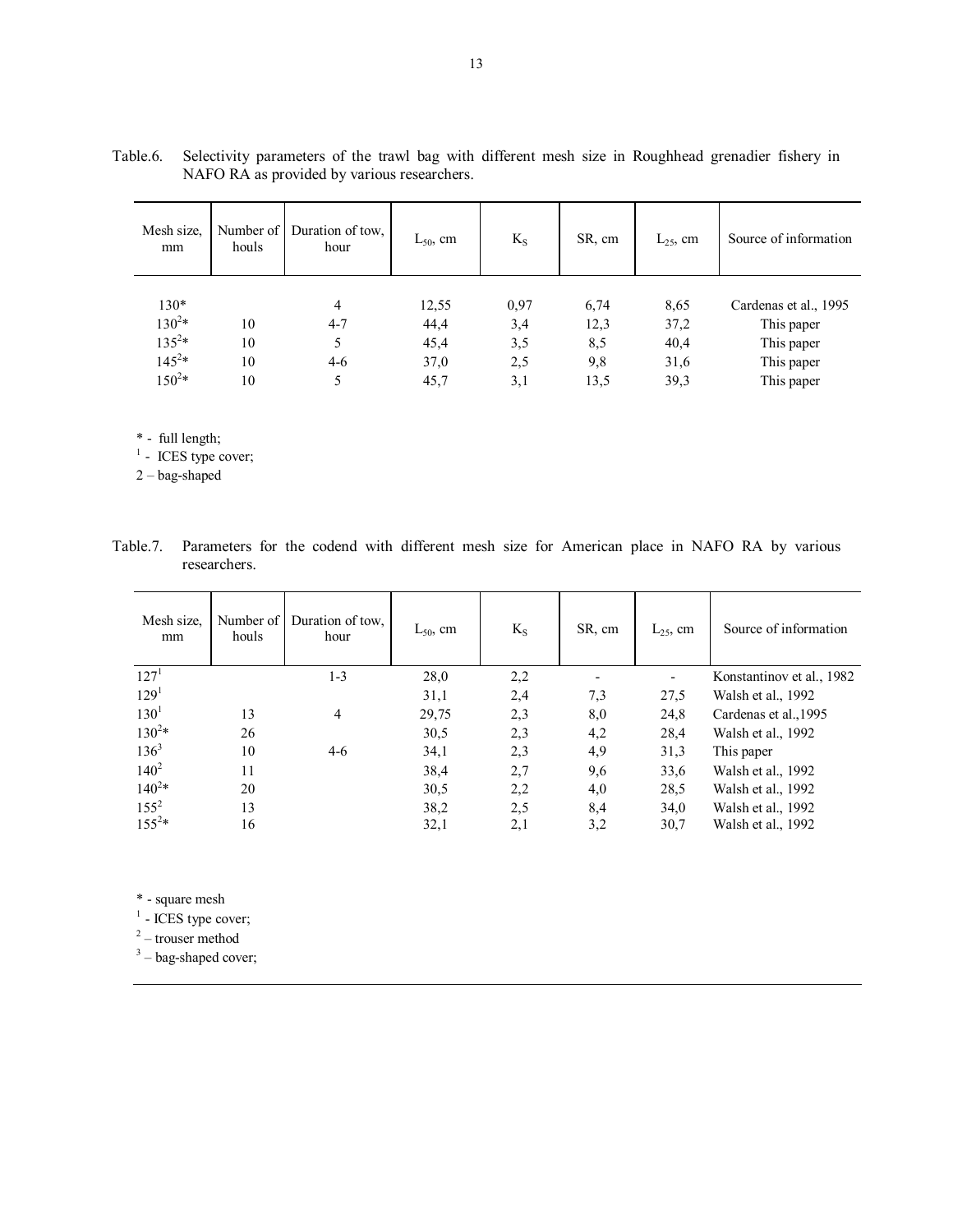Table.6. Selectivity parameters of the trawl bag with different mesh size in Roughhead grenadier fishery in NAFO RA as provided by various researchers.

| Mesh size, mm | Number of houls | Duration of tow, hour | $L_{50}$, cm | $K_S$ | SR, cm | $L_{25}$, cm | Source of information |
|---|---|---|---|---|---|---|---|
| 130* | | 4 | 12,55 | 0,97 | 6,74 | 8,65 | Cardenas et al., 1995 |
| 130[2]* | 10 | 4-7 | 44,4 | 3,4 | 12,3 | 37,2 | This paper |
| 135[2]* | 10 | 5 | 45,4 | 3,5 | 8,5 | 40,4 | This paper |
| 145[2]* | 10 | 4-6 | 37,0 | 2,5 | 9,8 | 31,6 | This paper |
| 150[2]* | 10 | 5 | 45,7 | 3,1 | 13,5 | 39,3 | This paper |

\* - full length;
[1] - ICES type cover;
2 – bag-shaped

Table.7. Parameters for the codend with different mesh size for American place in NAFO RA by various researchers.

| Mesh size, mm | Number of houls | Duration of tow, hour | $L_{50}$, cm | $K_S$ | SR, cm | $L_{25}$, cm | Source of information |
|---|---|---|---|---|---|---|---|
| 127[1] | | 1-3 | 28,0 | 2,2 | - | - | Konstantinov et al., 1982 |
| 129[1] | | | 31,1 | 2,4 | 7,3 | 27,5 | Walsh et al., 1992 |
| 130[1] | 13 | 4 | 29,75 | 2,3 | 8,0 | 24,8 | Cardenas et al.,1995 |
| 130[2]* | 26 | | 30,5 | 2,3 | 4,2 | 28,4 | Walsh et al., 1992 |
| 136[3] | 10 | 4-6 | 34,1 | 2,3 | 4,9 | 31,3 | This paper |
| 140[2] | 11 | | 38,4 | 2,7 | 9,6 | 33,6 | Walsh et al., 1992 |
| 140[2]* | 20 | | 30,5 | 2,2 | 4,0 | 28,5 | Walsh et al., 1992 |
| 155[2] | 13 | | 38,2 | 2,5 | 8,4 | 34,0 | Walsh et al., 1992 |
| 155[2]* | 16 | | 32,1 | 2,1 | 3,2 | 30,7 | Walsh et al., 1992 |

\* - square mesh
[1] - ICES type cover;
[2] – trouser method
[3] – bag-shaped cover;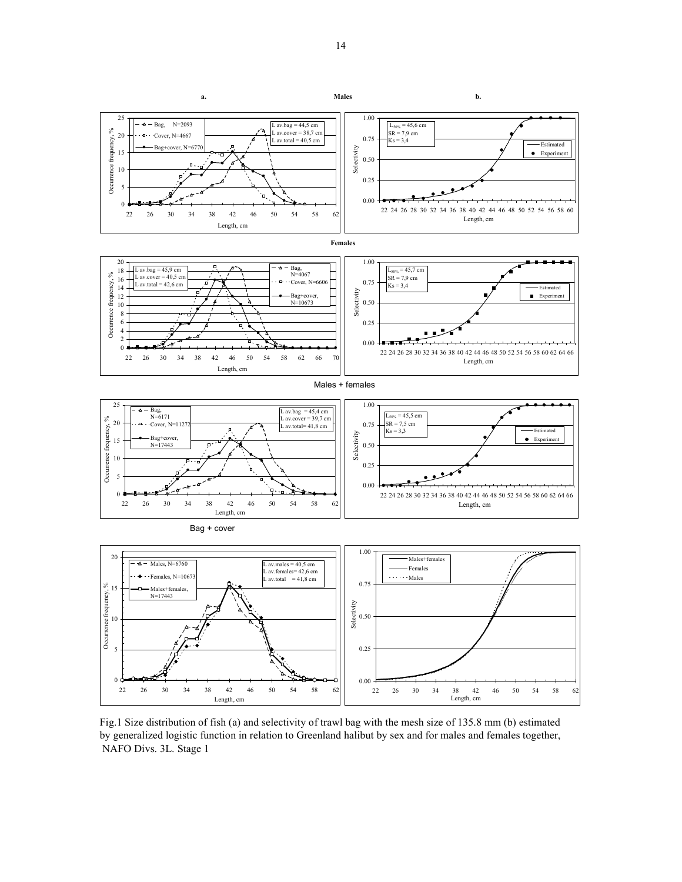**a.** **Males** **b.**

**Females**

Males + females

Bag + cover

Fig.1 Size distribution of fish (a) and selectivity of trawl bag with the mesh size of 135.8 mm (b) estimated by generalized logistic function in relation to Greenland halibut by sex and for males and females together, NAFO Divs. 3L. Stage 1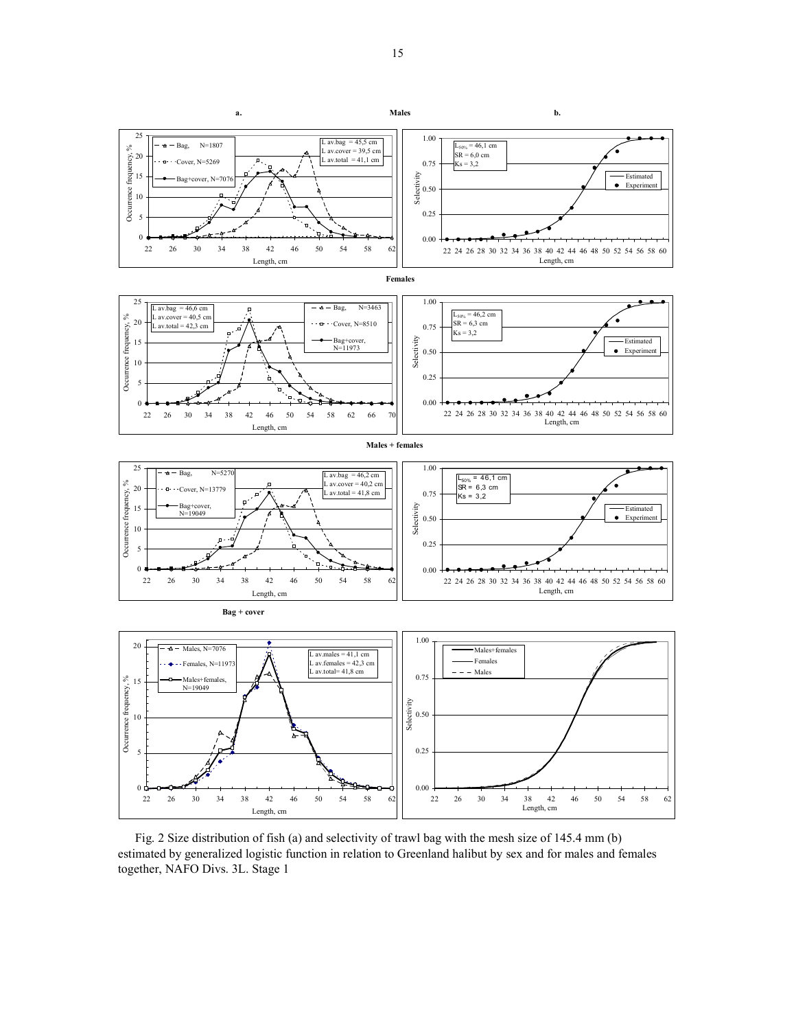Fig. 2 Size distribution of fish (a) and selectivity of trawl bag with the mesh size of 145.4 mm (b) estimated by generalized logistic function in relation to Greenland halibut by sex and for males and females together, NAFO Divs. 3L. Stage 1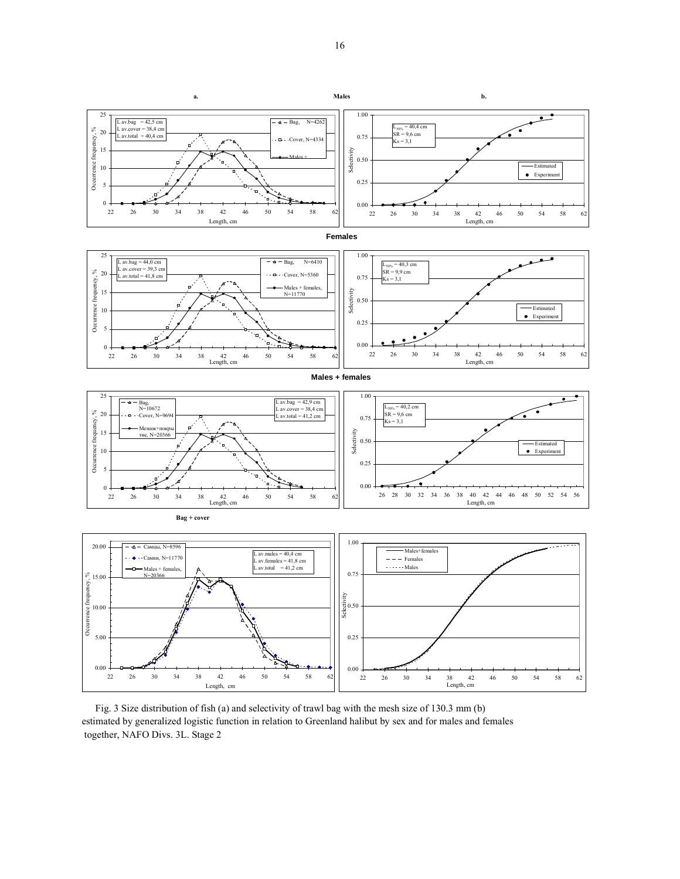Fig. 3 Size distribution of fish (a) and selectivity of trawl bag with the mesh size of 130.3 mm (b) estimated by generalized logistic function in relation to Greenland halibut by sex and for males and females together, NAFO Divs. 3L. Stage 2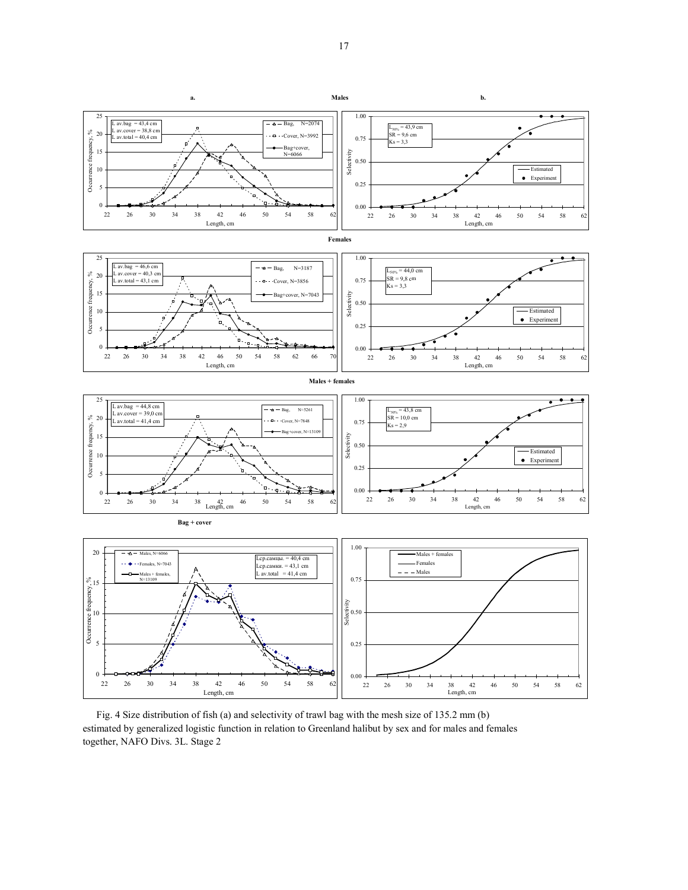Fig. 4 Size distribution of fish (a) and selectivity of trawl bag with the mesh size of 135.2 mm (b) estimated by generalized logistic function in relation to Greenland halibut by sex and for males and females together, NAFO Divs. 3L. Stage 2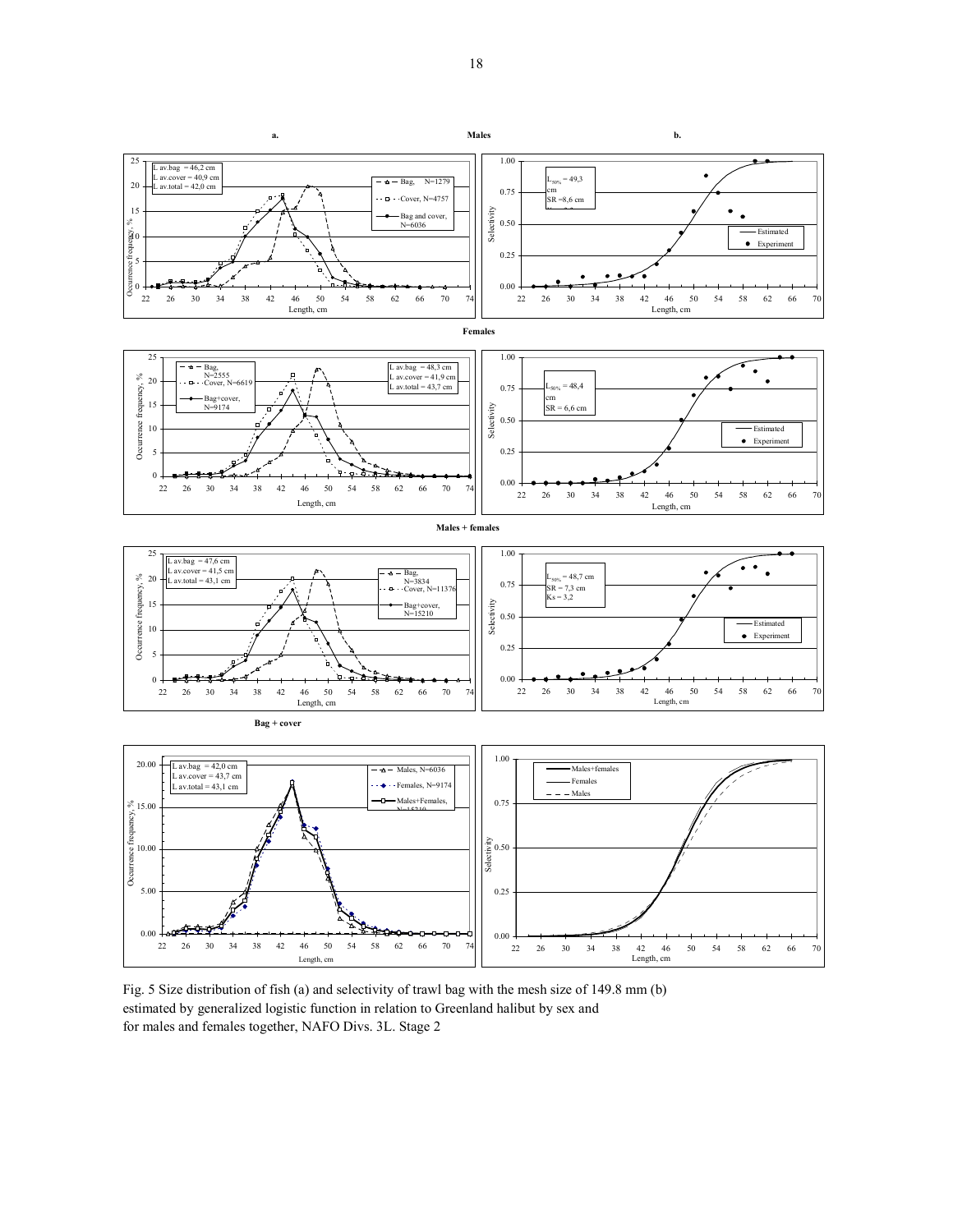Fig. 5 Size distribution of fish (a) and selectivity of trawl bag with the mesh size of 149.8 mm (b) estimated by generalized logistic function in relation to Greenland halibut by sex and for males and females together, NAFO Divs. 3L. Stage 2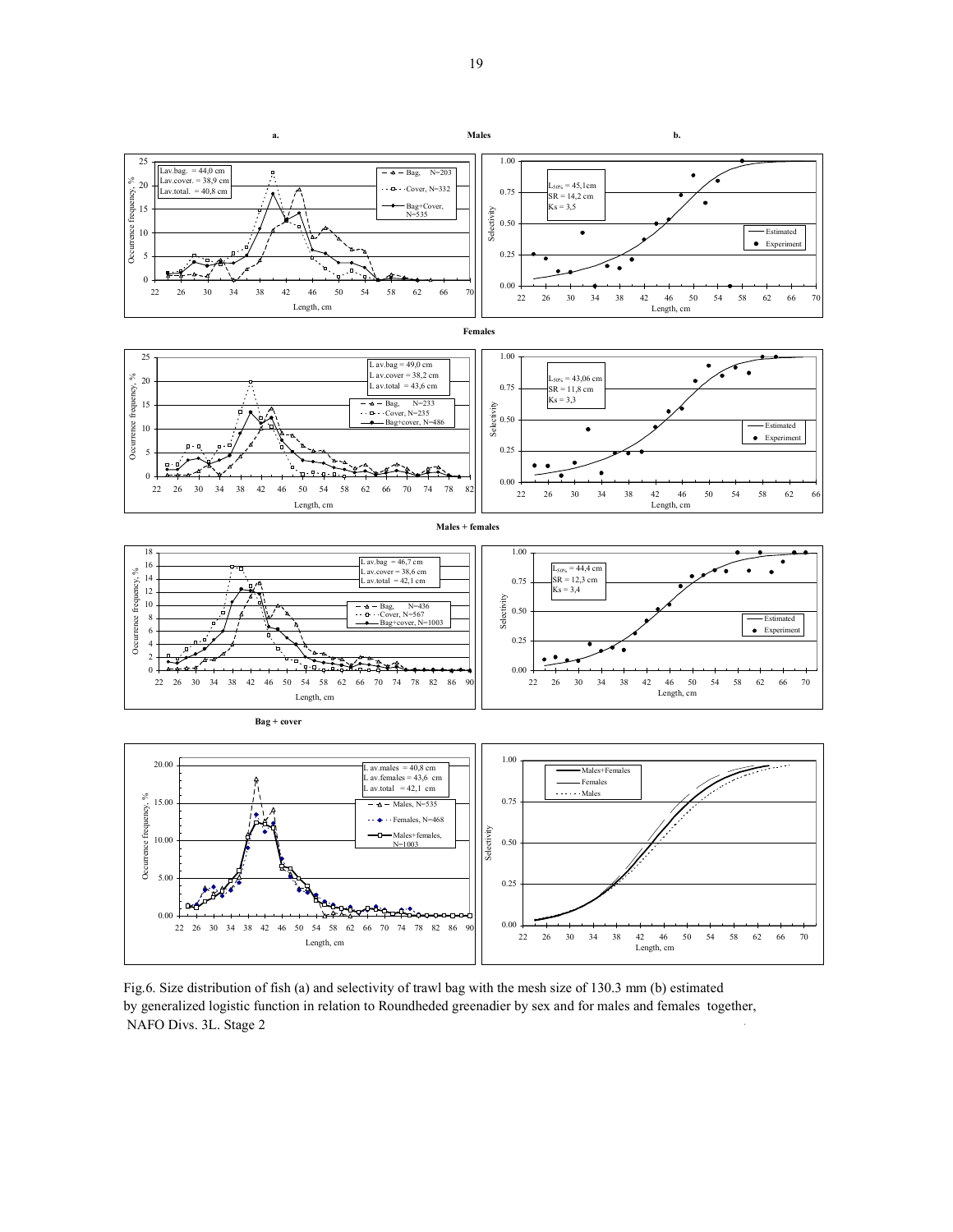Fig.6. Size distribution of fish (a) and selectivity of trawl bag with the mesh size of 130.3 mm (b) estimated by generalized logistic function in relation to Roundheded greenadier by sex and for males and females together, NAFO Divs. 3L. Stage 2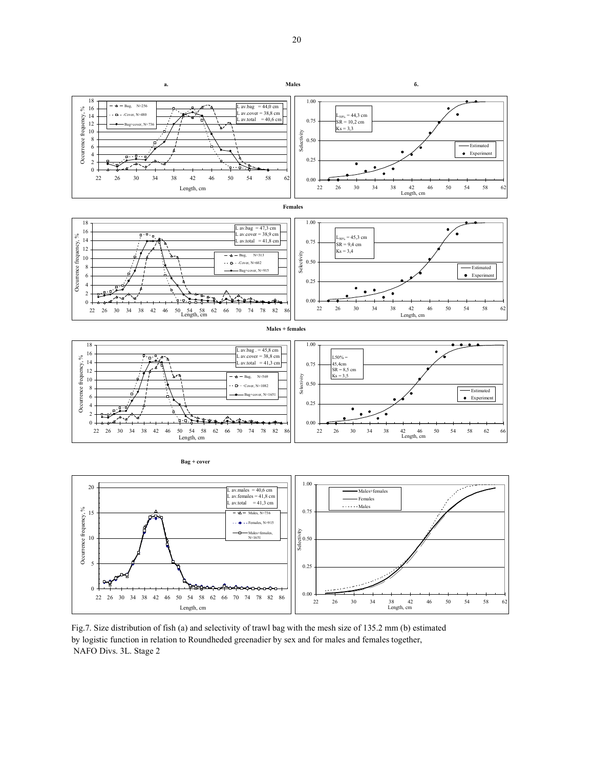Fig.7. Size distribution of fish (a) and selectivity of trawl bag with the mesh size of 135.2 mm (b) estimated by logistic function in relation to Roundheded greenadier by sex and for males and females together, NAFO Divs. 3L. Stage 2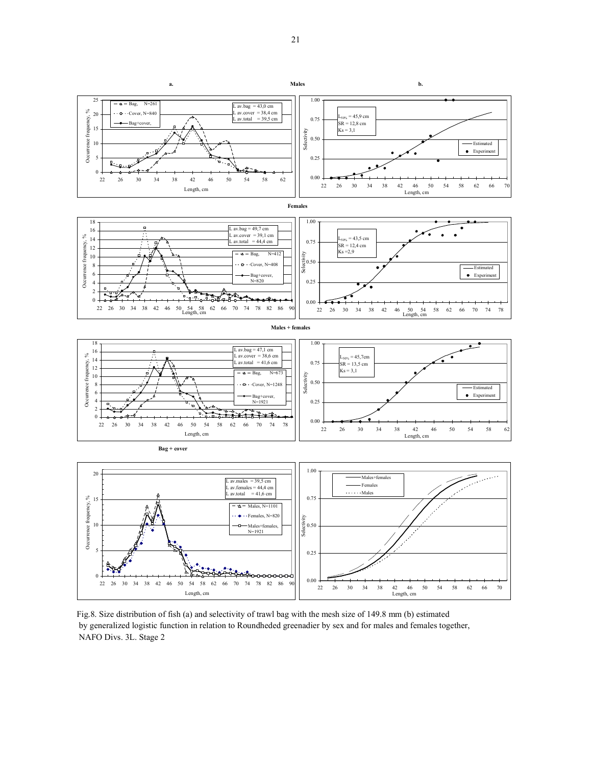**a.** **Males** **b.**

**Females**

**Males + females**

**Bag + cover**

Fig.8. Size distribution of fish (a) and selectivity of trawl bag with the mesh size of 149.8 mm (b) estimated by generalized logistic function in relation to Roundheded greenadier by sex and for males and females together, NAFO Divs. 3L. Stage 2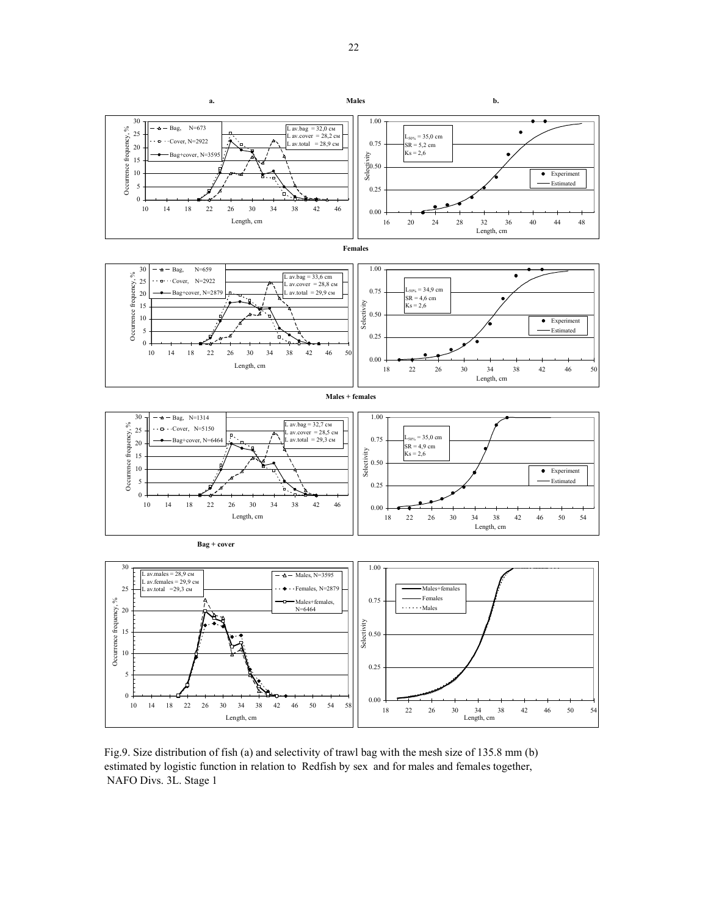Fig.9. Size distribution of fish (a) and selectivity of trawl bag with the mesh size of 135.8 mm (b) estimated by logistic function in relation to Redfish by sex and for males and females together, NAFO Divs. 3L. Stage 1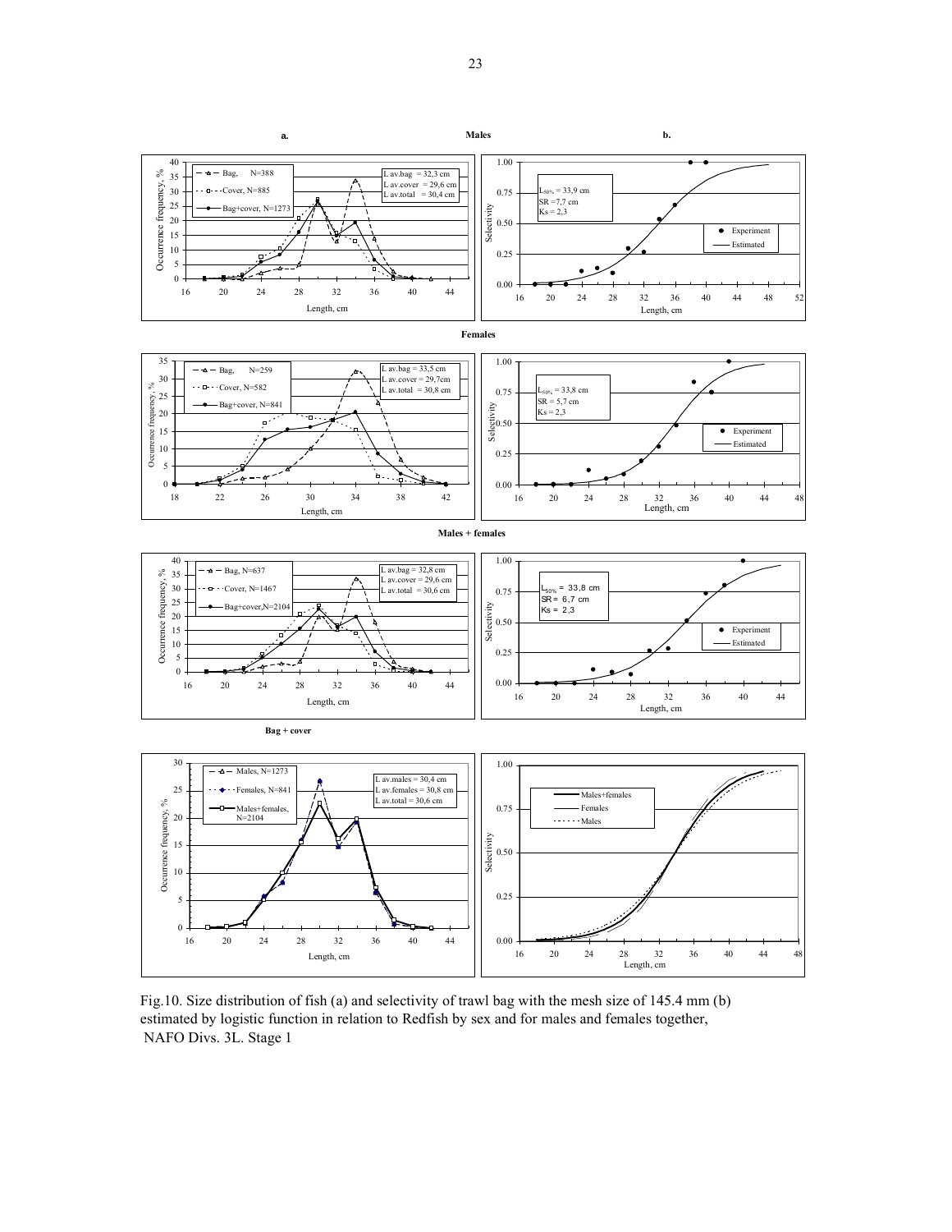Fig.10. Size distribution of fish (a) and selectivity of trawl bag with the mesh size of 145.4 mm (b) estimated by logistic function in relation to Redfish by sex and for males and females together, NAFO Divs. 3L. Stage 1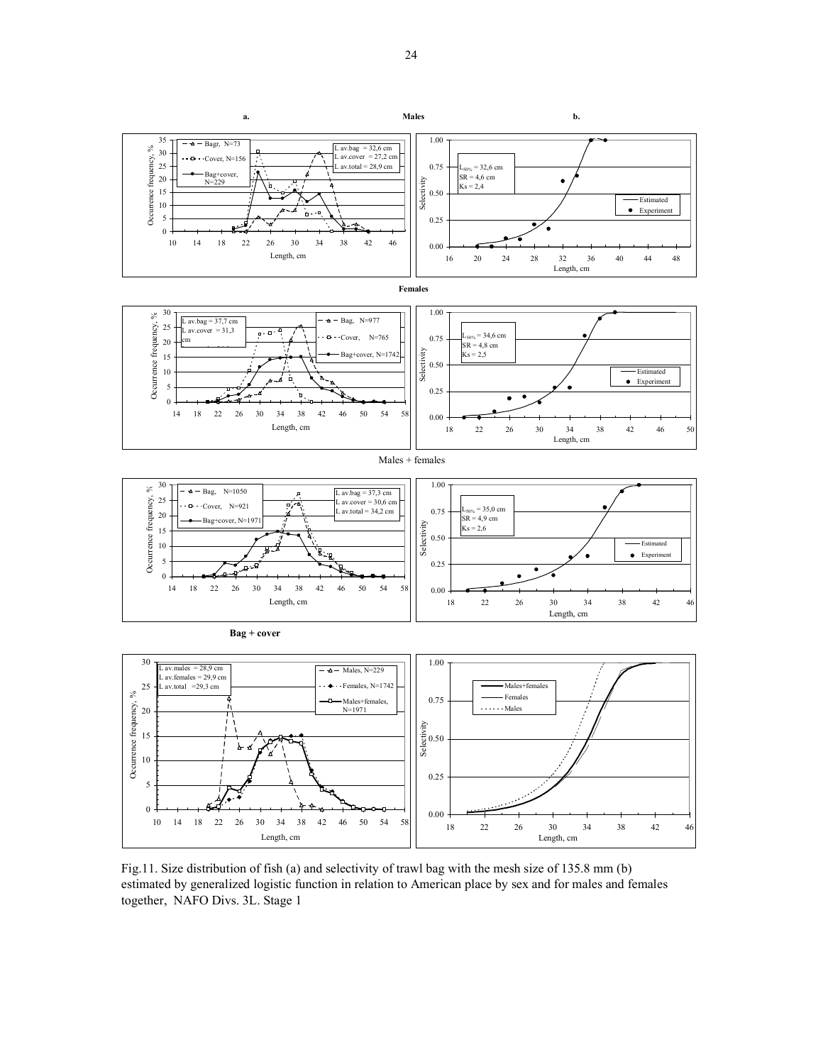a. **Males** b.

Bagr, N=73
Cover, N=156
Bag+cover, N=229

L av.bag = 32,6 cm
L av.cover = 27,2 cm
L av.total = 28,9 cm

Occurrence frequency, %
Length, cm

$L_{50\%}$ = 32,6 cm
SR = 4,6 cm
Ks = 2,4

Estimated
Experiment

Selectivity
Length, cm

**Females**

L av.bag = 37,7 cm
L av.cover = 31,3 cm

Bag, N=977
Cover, N=765
Bag+cover, N=1742

Occurrence frequency, %
Length, cm

$L_{50\%}$ = 34,6 cm
SR = 4,8 cm
Ks = 2,5

Estimated
Experiment

Selectivity
Length, cm

Males + females

Bag, N=1050
Cover, N=921
Bag+cover, N=1971

L av.bag = 37,3 cm
L av.cover = 30,6 cm
L av.total = 34,2 cm

Occurrence frequency, %
Length, cm

$L_{50\%}$ = 35,0 cm
SR = 4,9 cm
Ks = 2,6

Estimated
Experiment

Selectivity
Length, cm

**Bag + cover**

L av.males = 28,9 cm
L av.females = 29,9 cm
L av.total =29,3 cm

Males, N=229
Females, N=1742
Males+females, N=1971

Occurrence frequency, %
Length, cm

Males+females
Females
Males

Selectivity
Length, cm

Fig.11. Size distribution of fish (a) and selectivity of trawl bag with the mesh size of 135.8 mm (b) estimated by generalized logistic function in relation to American place by sex and for males and females together, NAFO Divs. 3L. Stage 1